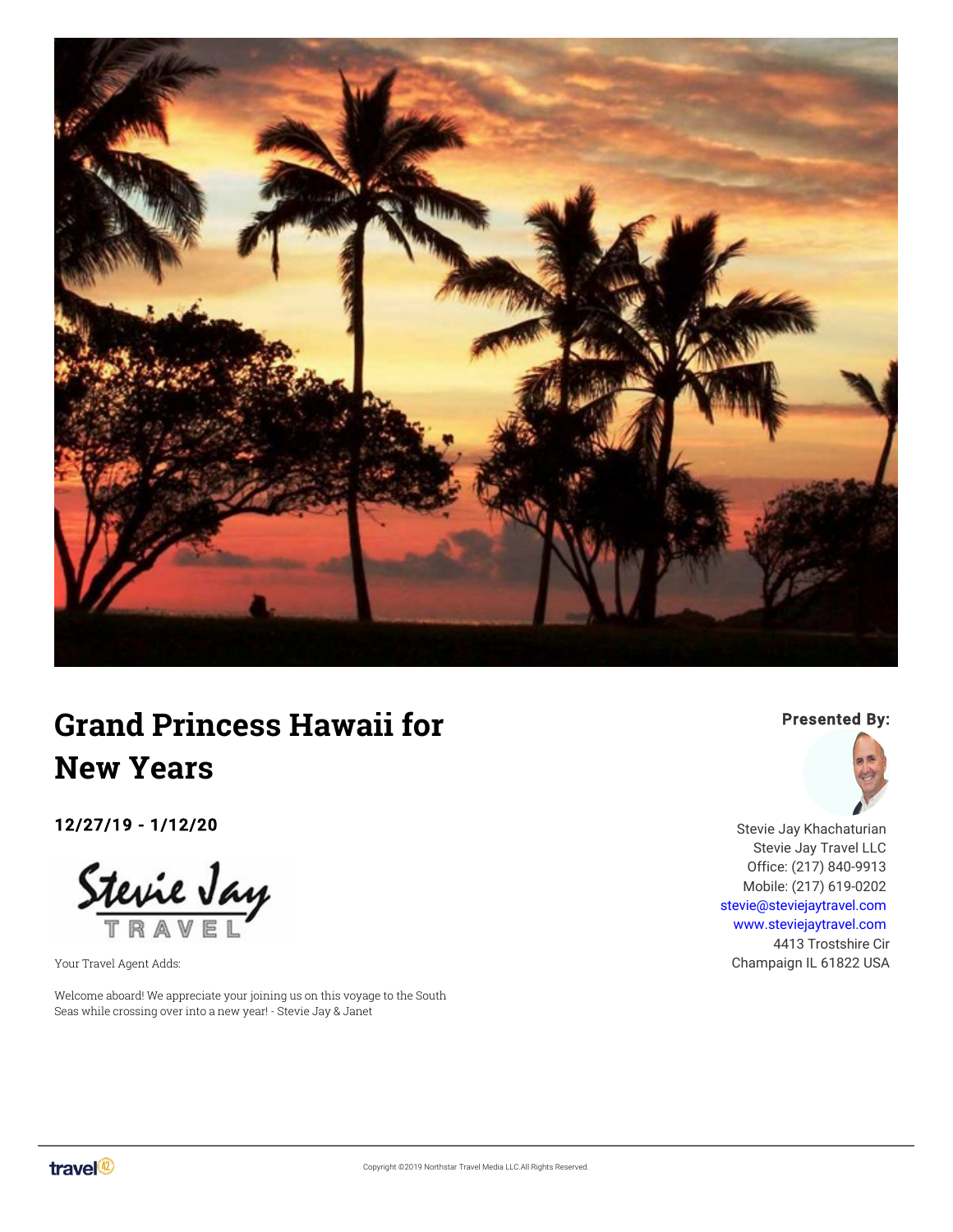# Grand Princess Hawaii for New Years

**12/27/19 - 1/12/20**

Your Travel Agent Adds:

Welcome aboard! We appreciate your joining us on this voyage to the South Seas while crossing over into a new year! - Stevie Jay & Janet

**Presented By:**

Stevie Jay Khachaturian
Stevie Jay Travel LLC
Office: (217) 840-9913
Mobile: (217) 619-0202
stevie@steviejaytravel.com
www.steviejaytravel.com
4413 Trostshire Cir
Champaign IL 61822 USA

Copyright ©2019 Northstar Travel Media LLC.All Rights Reserved.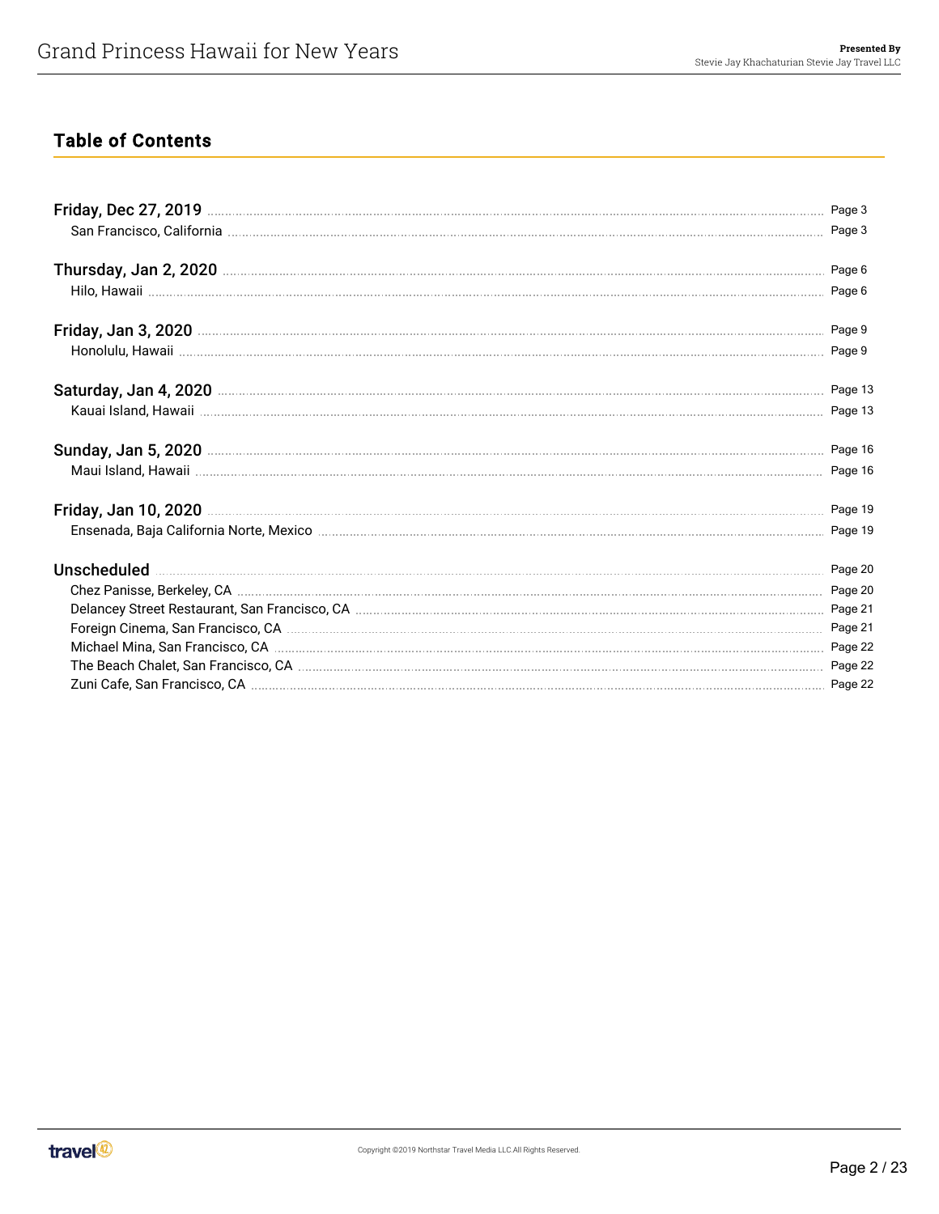## Table of Contents

**Friday, Dec 27, 2019** ........ Page 3
- San Francisco, California ........ Page 3

**Thursday, Jan 2, 2020** ........ Page 6
- Hilo, Hawaii ........ Page 6

**Friday, Jan 3, 2020** ........ Page 9
- Honolulu, Hawaii ........ Page 9

**Saturday, Jan 4, 2020** ........ Page 13
- Kauai Island, Hawaii ........ Page 13

**Sunday, Jan 5, 2020** ........ Page 16
- Maui Island, Hawaii ........ Page 16

**Friday, Jan 10, 2020** ........ Page 19
- Ensenada, Baja California Norte, Mexico ........ Page 19

**Unscheduled** ........ Page 20
- Chez Panisse, Berkeley, CA ........ Page 20
- Delancey Street Restaurant, San Francisco, CA ........ Page 21
- Foreign Cinema, San Francisco, CA ........ Page 21
- Michael Mina, San Francisco, CA ........ Page 22
- The Beach Chalet, San Francisco, CA ........ Page 22
- Zuni Cafe, San Francisco, CA ........ Page 22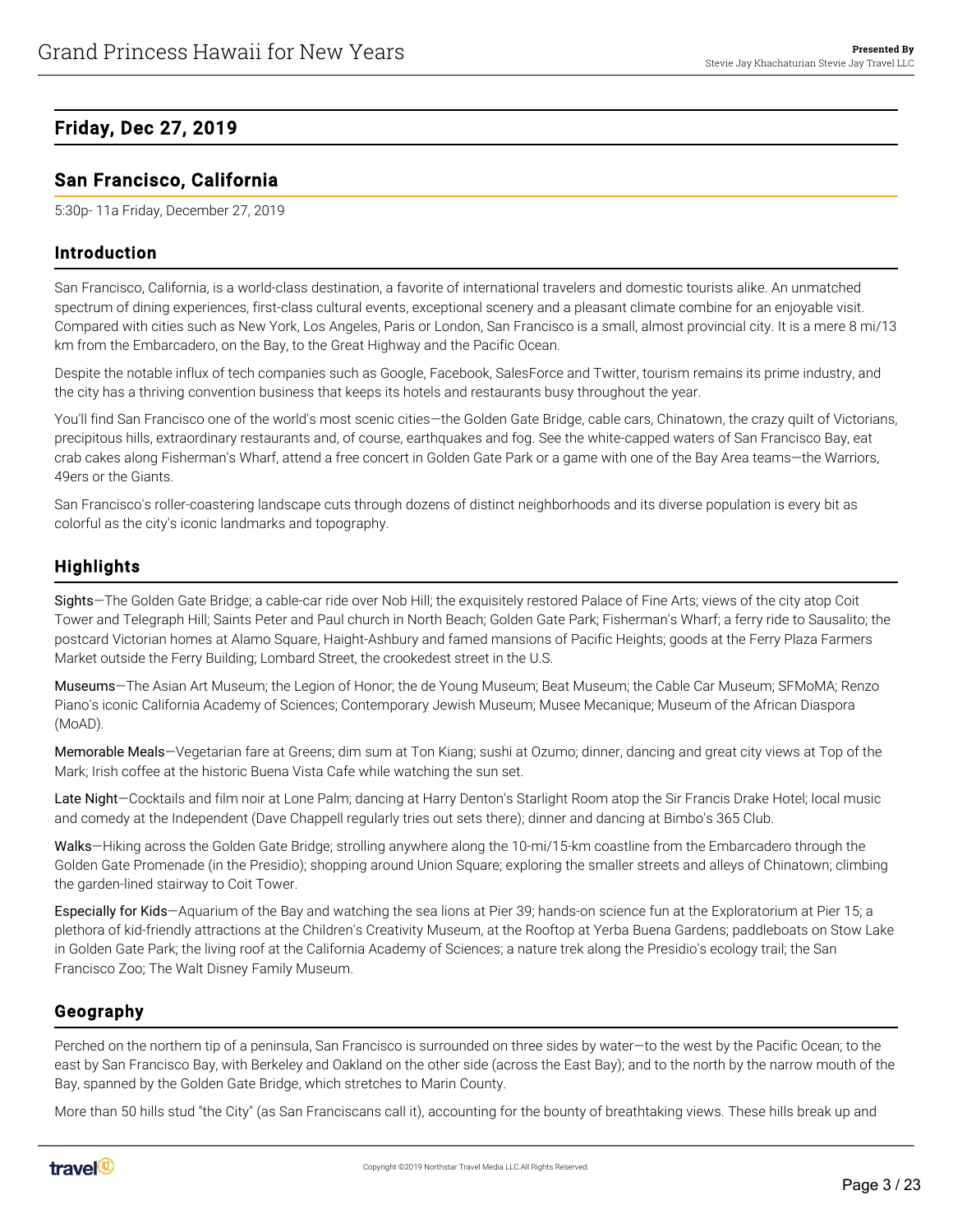## Friday, Dec 27, 2019

### San Francisco, California

5:30p- 11a Friday, December 27, 2019

#### Introduction

San Francisco, California, is a world-class destination, a favorite of international travelers and domestic tourists alike. An unmatched spectrum of dining experiences, first-class cultural events, exceptional scenery and a pleasant climate combine for an enjoyable visit. Compared with cities such as New York, Los Angeles, Paris or London, San Francisco is a small, almost provincial city. It is a mere 8 mi/13 km from the Embarcadero, on the Bay, to the Great Highway and the Pacific Ocean.

Despite the notable influx of tech companies such as Google, Facebook, SalesForce and Twitter, tourism remains its prime industry, and the city has a thriving convention business that keeps its hotels and restaurants busy throughout the year.

You'll find San Francisco one of the world's most scenic cities—the Golden Gate Bridge, cable cars, Chinatown, the crazy quilt of Victorians, precipitous hills, extraordinary restaurants and, of course, earthquakes and fog. See the white-capped waters of San Francisco Bay, eat crab cakes along Fisherman's Wharf, attend a free concert in Golden Gate Park or a game with one of the Bay Area teams—the Warriors, 49ers or the Giants.

San Francisco's roller-coastering landscape cuts through dozens of distinct neighborhoods and its diverse population is every bit as colorful as the city's iconic landmarks and topography.

#### Highlights

Sights—The Golden Gate Bridge; a cable-car ride over Nob Hill; the exquisitely restored Palace of Fine Arts; views of the city atop Coit Tower and Telegraph Hill; Saints Peter and Paul church in North Beach; Golden Gate Park; Fisherman's Wharf; a ferry ride to Sausalito; the postcard Victorian homes at Alamo Square, Haight-Ashbury and famed mansions of Pacific Heights; goods at the Ferry Plaza Farmers Market outside the Ferry Building; Lombard Street, the crookedest street in the U.S.

Museums—The Asian Art Museum; the Legion of Honor; the de Young Museum; Beat Museum; the Cable Car Museum; SFMoMA; Renzo Piano's iconic California Academy of Sciences; Contemporary Jewish Museum; Musee Mecanique; Museum of the African Diaspora (MoAD).

Memorable Meals—Vegetarian fare at Greens; dim sum at Ton Kiang; sushi at Ozumo; dinner, dancing and great city views at Top of the Mark; Irish coffee at the historic Buena Vista Cafe while watching the sun set.

Late Night—Cocktails and film noir at Lone Palm; dancing at Harry Denton's Starlight Room atop the Sir Francis Drake Hotel; local music and comedy at the Independent (Dave Chappell regularly tries out sets there); dinner and dancing at Bimbo's 365 Club.

Walks—Hiking across the Golden Gate Bridge; strolling anywhere along the 10-mi/15-km coastline from the Embarcadero through the Golden Gate Promenade (in the Presidio); shopping around Union Square; exploring the smaller streets and alleys of Chinatown; climbing the garden-lined stairway to Coit Tower.

Especially for Kids—Aquarium of the Bay and watching the sea lions at Pier 39; hands-on science fun at the Exploratorium at Pier 15; a plethora of kid-friendly attractions at the Children's Creativity Museum, at the Rooftop at Yerba Buena Gardens; paddleboats on Stow Lake in Golden Gate Park; the living roof at the California Academy of Sciences; a nature trek along the Presidio's ecology trail; the San Francisco Zoo; The Walt Disney Family Museum.

#### Geography

Perched on the northern tip of a peninsula, San Francisco is surrounded on three sides by water—to the west by the Pacific Ocean; to the east by San Francisco Bay, with Berkeley and Oakland on the other side (across the East Bay); and to the north by the narrow mouth of the Bay, spanned by the Golden Gate Bridge, which stretches to Marin County.

More than 50 hills stud "the City" (as San Franciscans call it), accounting for the bounty of breathtaking views. These hills break up and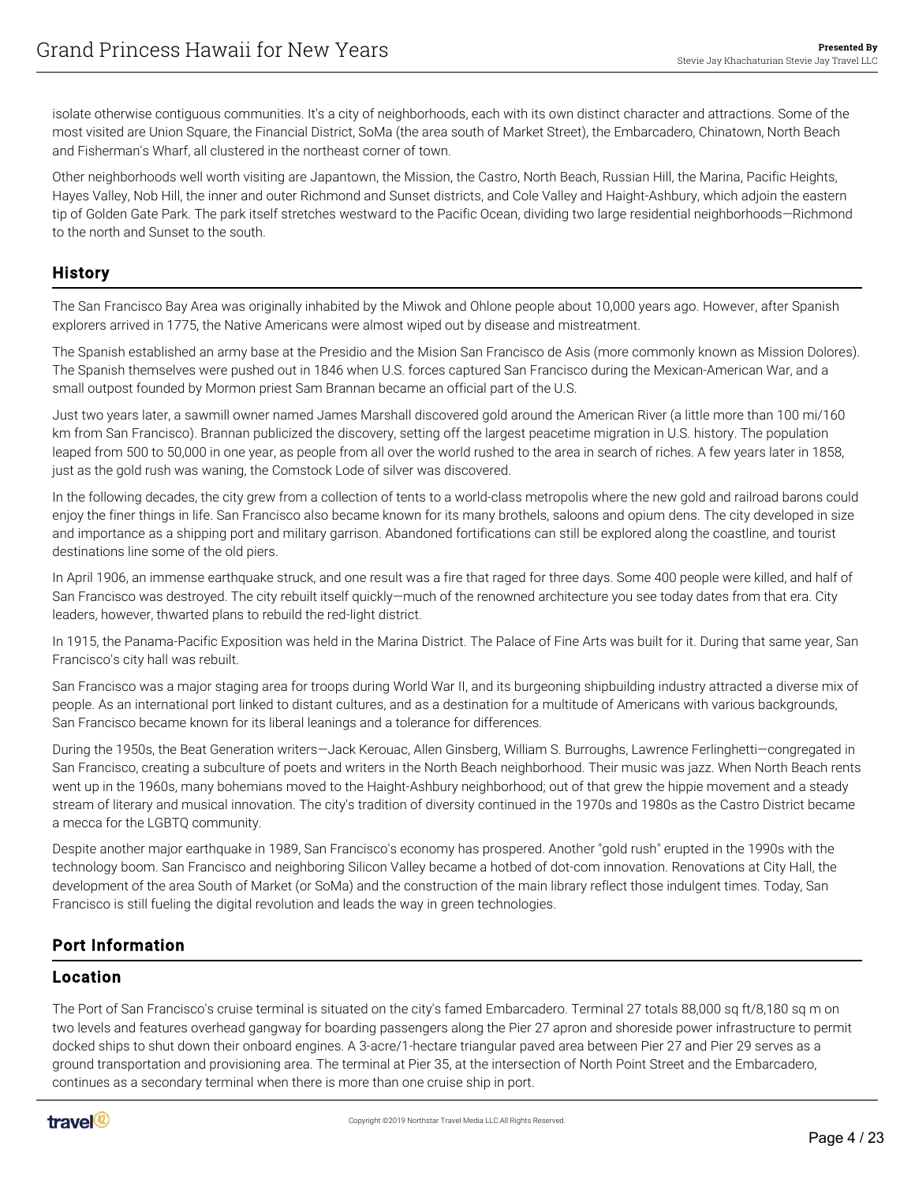isolate otherwise contiguous communities. It's a city of neighborhoods, each with its own distinct character and attractions. Some of the most visited are Union Square, the Financial District, SoMa (the area south of Market Street), the Embarcadero, Chinatown, North Beach and Fisherman's Wharf, all clustered in the northeast corner of town.

Other neighborhoods well worth visiting are Japantown, the Mission, the Castro, North Beach, Russian Hill, the Marina, Pacific Heights, Hayes Valley, Nob Hill, the inner and outer Richmond and Sunset districts, and Cole Valley and Haight-Ashbury, which adjoin the eastern tip of Golden Gate Park. The park itself stretches westward to the Pacific Ocean, dividing two large residential neighborhoods—Richmond to the north and Sunset to the south.

## History

The San Francisco Bay Area was originally inhabited by the Miwok and Ohlone people about 10,000 years ago. However, after Spanish explorers arrived in 1775, the Native Americans were almost wiped out by disease and mistreatment.

The Spanish established an army base at the Presidio and the Mision San Francisco de Asis (more commonly known as Mission Dolores). The Spanish themselves were pushed out in 1846 when U.S. forces captured San Francisco during the Mexican-American War, and a small outpost founded by Mormon priest Sam Brannan became an official part of the U.S.

Just two years later, a sawmill owner named James Marshall discovered gold around the American River (a little more than 100 mi/160 km from San Francisco). Brannan publicized the discovery, setting off the largest peacetime migration in U.S. history. The population leaped from 500 to 50,000 in one year, as people from all over the world rushed to the area in search of riches. A few years later in 1858, just as the gold rush was waning, the Comstock Lode of silver was discovered.

In the following decades, the city grew from a collection of tents to a world-class metropolis where the new gold and railroad barons could enjoy the finer things in life. San Francisco also became known for its many brothels, saloons and opium dens. The city developed in size and importance as a shipping port and military garrison. Abandoned fortifications can still be explored along the coastline, and tourist destinations line some of the old piers.

In April 1906, an immense earthquake struck, and one result was a fire that raged for three days. Some 400 people were killed, and half of San Francisco was destroyed. The city rebuilt itself quickly—much of the renowned architecture you see today dates from that era. City leaders, however, thwarted plans to rebuild the red-light district.

In 1915, the Panama-Pacific Exposition was held in the Marina District. The Palace of Fine Arts was built for it. During that same year, San Francisco's city hall was rebuilt.

San Francisco was a major staging area for troops during World War II, and its burgeoning shipbuilding industry attracted a diverse mix of people. As an international port linked to distant cultures, and as a destination for a multitude of Americans with various backgrounds, San Francisco became known for its liberal leanings and a tolerance for differences.

During the 1950s, the Beat Generation writers—Jack Kerouac, Allen Ginsberg, William S. Burroughs, Lawrence Ferlinghetti—congregated in San Francisco, creating a subculture of poets and writers in the North Beach neighborhood. Their music was jazz. When North Beach rents went up in the 1960s, many bohemians moved to the Haight-Ashbury neighborhood; out of that grew the hippie movement and a steady stream of literary and musical innovation. The city's tradition of diversity continued in the 1970s and 1980s as the Castro District became a mecca for the LGBTQ community.

Despite another major earthquake in 1989, San Francisco's economy has prospered. Another "gold rush" erupted in the 1990s with the technology boom. San Francisco and neighboring Silicon Valley became a hotbed of dot-com innovation. Renovations at City Hall, the development of the area South of Market (or SoMa) and the construction of the main library reflect those indulgent times. Today, San Francisco is still fueling the digital revolution and leads the way in green technologies.

## Port Information

## Location

The Port of San Francisco's cruise terminal is situated on the city's famed Embarcadero. Terminal 27 totals 88,000 sq ft/8,180 sq m on two levels and features overhead gangway for boarding passengers along the Pier 27 apron and shoreside power infrastructure to permit docked ships to shut down their onboard engines. A 3-acre/1-hectare triangular paved area between Pier 27 and Pier 29 serves as a ground transportation and provisioning area. The terminal at Pier 35, at the intersection of North Point Street and the Embarcadero, continues as a secondary terminal when there is more than one cruise ship in port.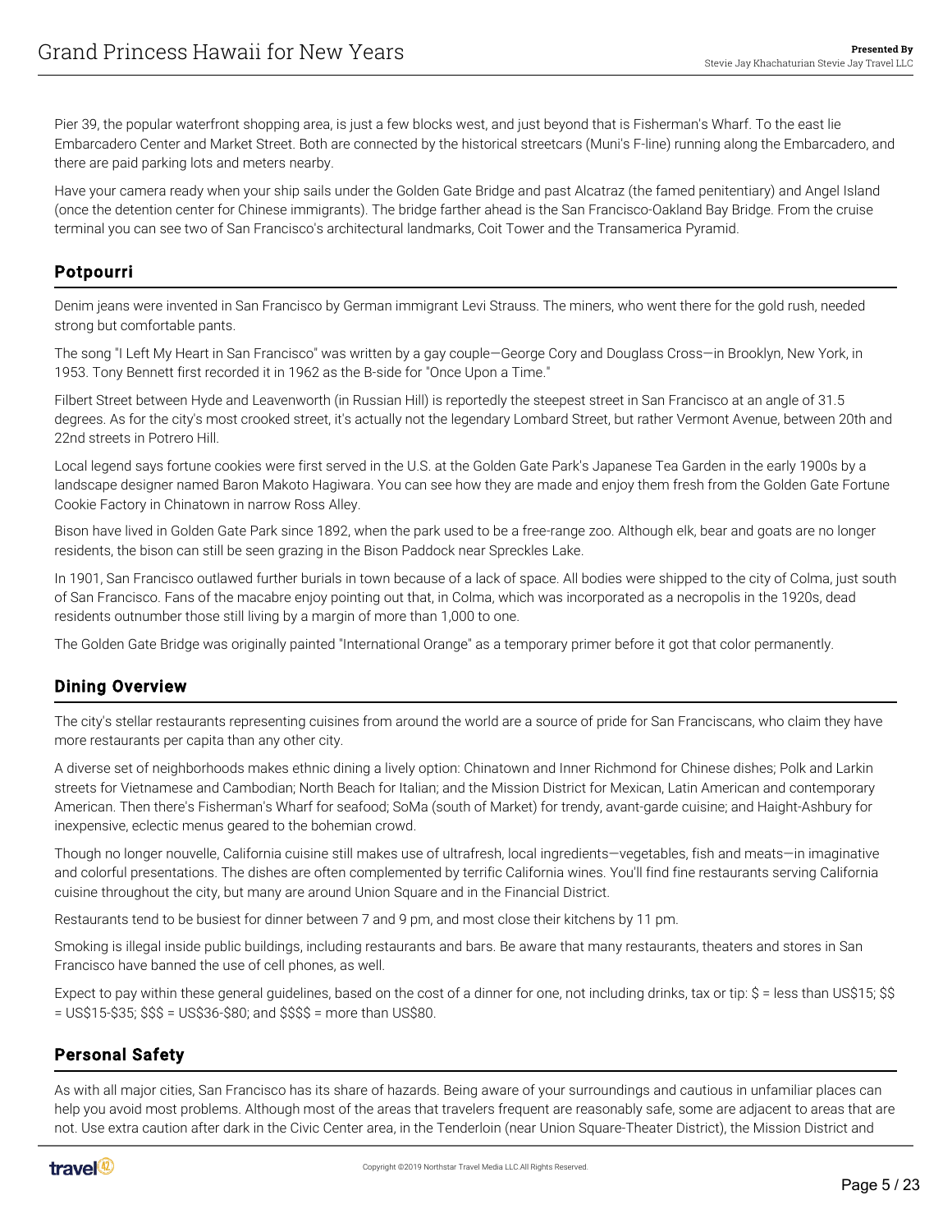Pier 39, the popular waterfront shopping area, is just a few blocks west, and just beyond that is Fisherman's Wharf. To the east lie Embarcadero Center and Market Street. Both are connected by the historical streetcars (Muni's F-line) running along the Embarcadero, and there are paid parking lots and meters nearby.

Have your camera ready when your ship sails under the Golden Gate Bridge and past Alcatraz (the famed penitentiary) and Angel Island (once the detention center for Chinese immigrants). The bridge farther ahead is the San Francisco-Oakland Bay Bridge. From the cruise terminal you can see two of San Francisco's architectural landmarks, Coit Tower and the Transamerica Pyramid.

## Potpourri

Denim jeans were invented in San Francisco by German immigrant Levi Strauss. The miners, who went there for the gold rush, needed strong but comfortable pants.

The song "I Left My Heart in San Francisco" was written by a gay couple—George Cory and Douglass Cross—in Brooklyn, New York, in 1953. Tony Bennett first recorded it in 1962 as the B-side for "Once Upon a Time."

Filbert Street between Hyde and Leavenworth (in Russian Hill) is reportedly the steepest street in San Francisco at an angle of 31.5 degrees. As for the city's most crooked street, it's actually not the legendary Lombard Street, but rather Vermont Avenue, between 20th and 22nd streets in Potrero Hill.

Local legend says fortune cookies were first served in the U.S. at the Golden Gate Park's Japanese Tea Garden in the early 1900s by a landscape designer named Baron Makoto Hagiwara. You can see how they are made and enjoy them fresh from the Golden Gate Fortune Cookie Factory in Chinatown in narrow Ross Alley.

Bison have lived in Golden Gate Park since 1892, when the park used to be a free-range zoo. Although elk, bear and goats are no longer residents, the bison can still be seen grazing in the Bison Paddock near Spreckles Lake.

In 1901, San Francisco outlawed further burials in town because of a lack of space. All bodies were shipped to the city of Colma, just south of San Francisco. Fans of the macabre enjoy pointing out that, in Colma, which was incorporated as a necropolis in the 1920s, dead residents outnumber those still living by a margin of more than 1,000 to one.

The Golden Gate Bridge was originally painted "International Orange" as a temporary primer before it got that color permanently.

## Dining Overview

The city's stellar restaurants representing cuisines from around the world are a source of pride for San Franciscans, who claim they have more restaurants per capita than any other city.

A diverse set of neighborhoods makes ethnic dining a lively option: Chinatown and Inner Richmond for Chinese dishes; Polk and Larkin streets for Vietnamese and Cambodian; North Beach for Italian; and the Mission District for Mexican, Latin American and contemporary American. Then there's Fisherman's Wharf for seafood; SoMa (south of Market) for trendy, avant-garde cuisine; and Haight-Ashbury for inexpensive, eclectic menus geared to the bohemian crowd.

Though no longer nouvelle, California cuisine still makes use of ultrafresh, local ingredients—vegetables, fish and meats—in imaginative and colorful presentations. The dishes are often complemented by terrific California wines. You'll find fine restaurants serving California cuisine throughout the city, but many are around Union Square and in the Financial District.

Restaurants tend to be busiest for dinner between 7 and 9 pm, and most close their kitchens by 11 pm.

Smoking is illegal inside public buildings, including restaurants and bars. Be aware that many restaurants, theaters and stores in San Francisco have banned the use of cell phones, as well.

Expect to pay within these general guidelines, based on the cost of a dinner for one, not including drinks, tax or tip: $ = less than US$15; $$ = US$15-$35; $$$ = US$36-$80; and $$$$ = more than US$80.

## Personal Safety

As with all major cities, San Francisco has its share of hazards. Being aware of your surroundings and cautious in unfamiliar places can help you avoid most problems. Although most of the areas that travelers frequent are reasonably safe, some are adjacent to areas that are not. Use extra caution after dark in the Civic Center area, in the Tenderloin (near Union Square-Theater District), the Mission District and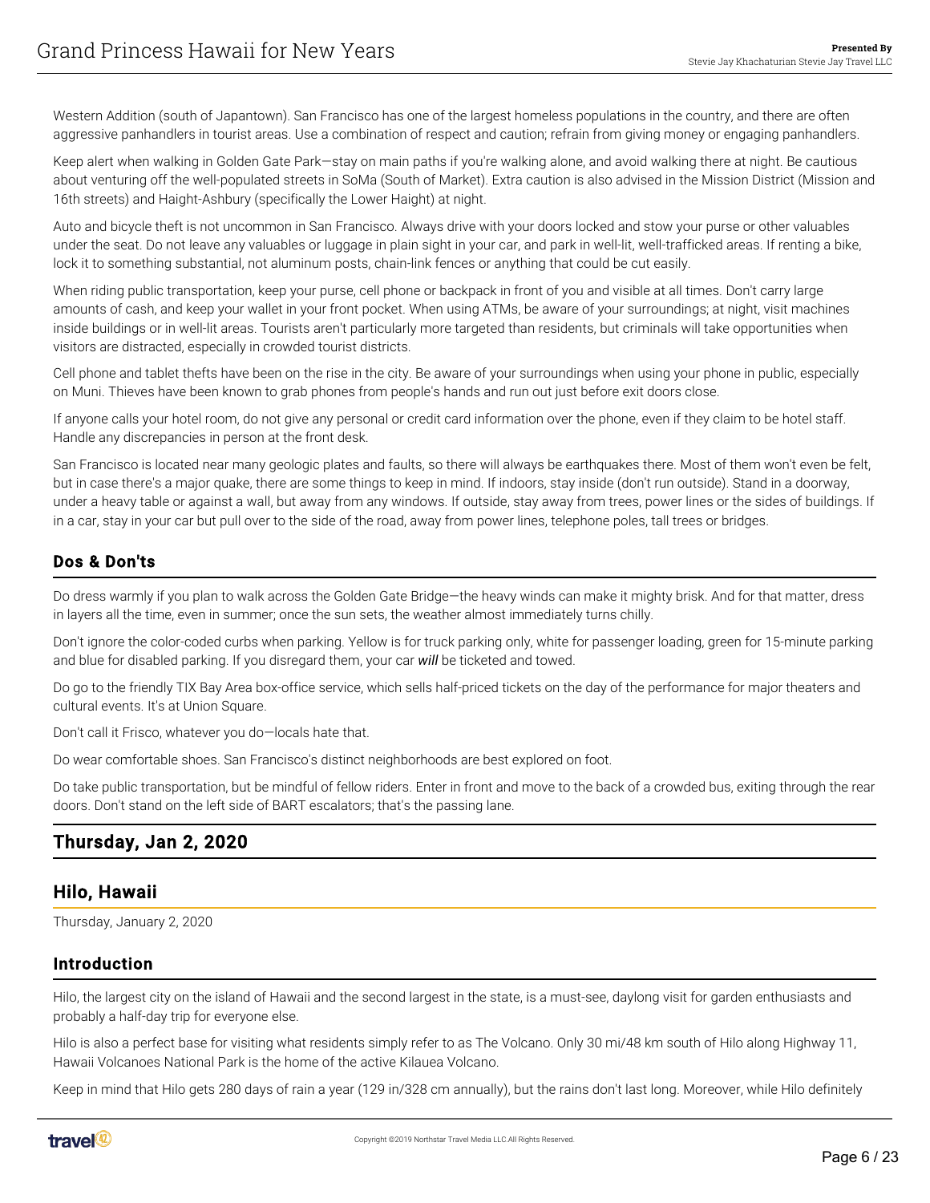Western Addition (south of Japantown). San Francisco has one of the largest homeless populations in the country, and there are often aggressive panhandlers in tourist areas. Use a combination of respect and caution; refrain from giving money or engaging panhandlers.

Keep alert when walking in Golden Gate Park—stay on main paths if you're walking alone, and avoid walking there at night. Be cautious about venturing off the well-populated streets in SoMa (South of Market). Extra caution is also advised in the Mission District (Mission and 16th streets) and Haight-Ashbury (specifically the Lower Haight) at night.

Auto and bicycle theft is not uncommon in San Francisco. Always drive with your doors locked and stow your purse or other valuables under the seat. Do not leave any valuables or luggage in plain sight in your car, and park in well-lit, well-trafficked areas. If renting a bike, lock it to something substantial, not aluminum posts, chain-link fences or anything that could be cut easily.

When riding public transportation, keep your purse, cell phone or backpack in front of you and visible at all times. Don't carry large amounts of cash, and keep your wallet in your front pocket. When using ATMs, be aware of your surroundings; at night, visit machines inside buildings or in well-lit areas. Tourists aren't particularly more targeted than residents, but criminals will take opportunities when visitors are distracted, especially in crowded tourist districts.

Cell phone and tablet thefts have been on the rise in the city. Be aware of your surroundings when using your phone in public, especially on Muni. Thieves have been known to grab phones from people's hands and run out just before exit doors close.

If anyone calls your hotel room, do not give any personal or credit card information over the phone, even if they claim to be hotel staff. Handle any discrepancies in person at the front desk.

San Francisco is located near many geologic plates and faults, so there will always be earthquakes there. Most of them won't even be felt, but in case there's a major quake, there are some things to keep in mind. If indoors, stay inside (don't run outside). Stand in a doorway, under a heavy table or against a wall, but away from any windows. If outside, stay away from trees, power lines or the sides of buildings. If in a car, stay in your car but pull over to the side of the road, away from power lines, telephone poles, tall trees or bridges.

### Dos & Don'ts

Do dress warmly if you plan to walk across the Golden Gate Bridge—the heavy winds can make it mighty brisk. And for that matter, dress in layers all the time, even in summer; once the sun sets, the weather almost immediately turns chilly.

Don't ignore the color-coded curbs when parking. Yellow is for truck parking only, white for passenger loading, green for 15-minute parking and blue for disabled parking. If you disregard them, your car *will* be ticketed and towed.

Do go to the friendly TIX Bay Area box-office service, which sells half-priced tickets on the day of the performance for major theaters and cultural events. It's at Union Square.

Don't call it Frisco, whatever you do—locals hate that.

Do wear comfortable shoes. San Francisco's distinct neighborhoods are best explored on foot.

Do take public transportation, but be mindful of fellow riders. Enter in front and move to the back of a crowded bus, exiting through the rear doors. Don't stand on the left side of BART escalators; that's the passing lane.

## Thursday, Jan 2, 2020

## Hilo, Hawaii

Thursday, January 2, 2020

### Introduction

Hilo, the largest city on the island of Hawaii and the second largest in the state, is a must-see, daylong visit for garden enthusiasts and probably a half-day trip for everyone else.

Hilo is also a perfect base for visiting what residents simply refer to as The Volcano. Only 30 mi/48 km south of Hilo along Highway 11, Hawaii Volcanoes National Park is the home of the active Kilauea Volcano.

Keep in mind that Hilo gets 280 days of rain a year (129 in/328 cm annually), but the rains don't last long. Moreover, while Hilo definitely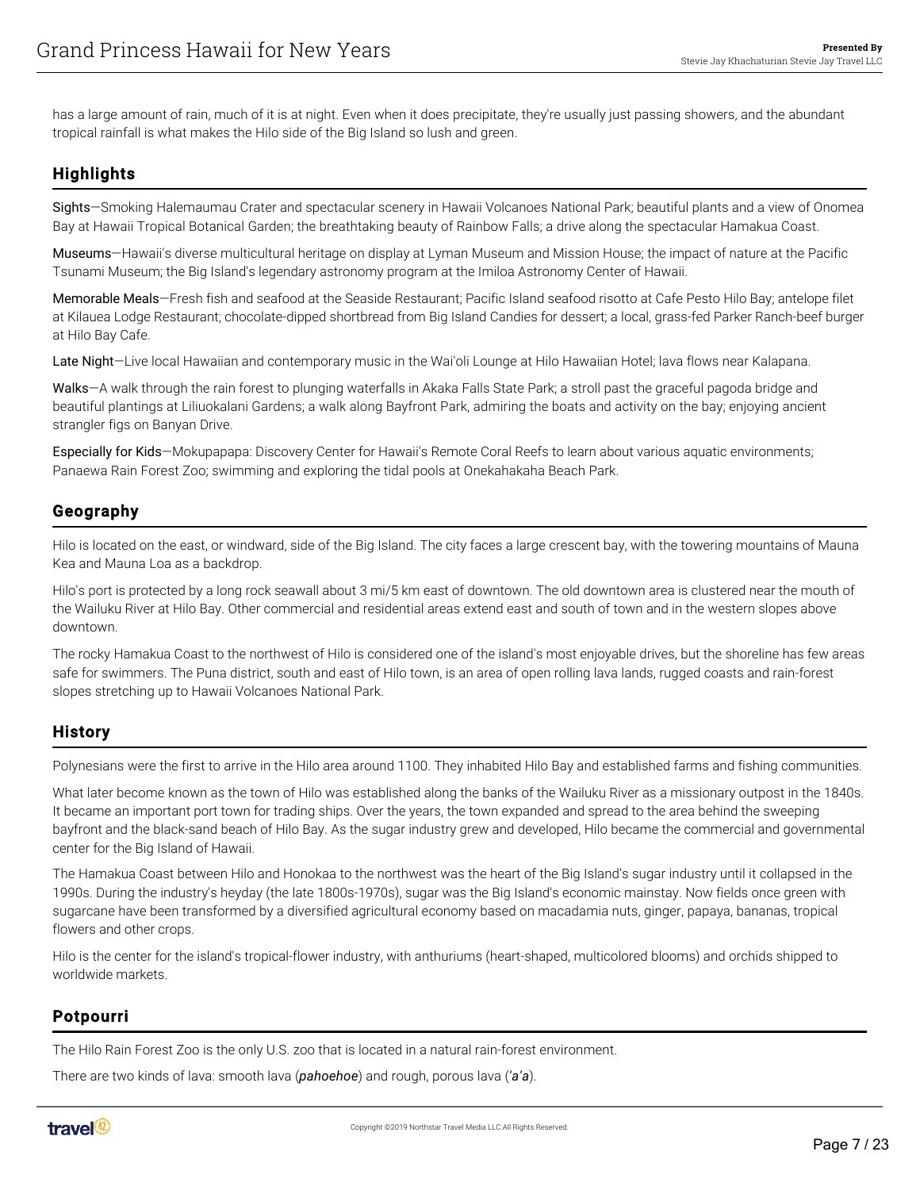has a large amount of rain, much of it is at night. Even when it does precipitate, they're usually just passing showers, and the abundant tropical rainfall is what makes the Hilo side of the Big Island so lush and green.

## Highlights

Sights—Smoking Halemaumau Crater and spectacular scenery in Hawaii Volcanoes National Park; beautiful plants and a view of Onomea Bay at Hawaii Tropical Botanical Garden; the breathtaking beauty of Rainbow Falls; a drive along the spectacular Hamakua Coast.

Museums—Hawaii's diverse multicultural heritage on display at Lyman Museum and Mission House; the impact of nature at the Pacific Tsunami Museum; the Big Island's legendary astronomy program at the Imiloa Astronomy Center of Hawaii.

Memorable Meals—Fresh fish and seafood at the Seaside Restaurant; Pacific Island seafood risotto at Cafe Pesto Hilo Bay; antelope filet at Kilauea Lodge Restaurant; chocolate-dipped shortbread from Big Island Candies for dessert; a local, grass-fed Parker Ranch-beef burger at Hilo Bay Cafe.

Late Night—Live local Hawaiian and contemporary music in the Wai'oli Lounge at Hilo Hawaiian Hotel; lava flows near Kalapana.

Walks—A walk through the rain forest to plunging waterfalls in Akaka Falls State Park; a stroll past the graceful pagoda bridge and beautiful plantings at Liliuokalani Gardens; a walk along Bayfront Park, admiring the boats and activity on the bay; enjoying ancient strangler figs on Banyan Drive.

Especially for Kids—Mokupapapa: Discovery Center for Hawaii's Remote Coral Reefs to learn about various aquatic environments; Panaewa Rain Forest Zoo; swimming and exploring the tidal pools at Onekahakaha Beach Park.

## Geography

Hilo is located on the east, or windward, side of the Big Island. The city faces a large crescent bay, with the towering mountains of Mauna Kea and Mauna Loa as a backdrop.

Hilo's port is protected by a long rock seawall about 3 mi/5 km east of downtown. The old downtown area is clustered near the mouth of the Wailuku River at Hilo Bay. Other commercial and residential areas extend east and south of town and in the western slopes above downtown.

The rocky Hamakua Coast to the northwest of Hilo is considered one of the island's most enjoyable drives, but the shoreline has few areas safe for swimmers. The Puna district, south and east of Hilo town, is an area of open rolling lava lands, rugged coasts and rain-forest slopes stretching up to Hawaii Volcanoes National Park.

## History

Polynesians were the first to arrive in the Hilo area around 1100. They inhabited Hilo Bay and established farms and fishing communities.

What later become known as the town of Hilo was established along the banks of the Wailuku River as a missionary outpost in the 1840s. It became an important port town for trading ships. Over the years, the town expanded and spread to the area behind the sweeping bayfront and the black-sand beach of Hilo Bay. As the sugar industry grew and developed, Hilo became the commercial and governmental center for the Big Island of Hawaii.

The Hamakua Coast between Hilo and Honokaa to the northwest was the heart of the Big Island's sugar industry until it collapsed in the 1990s. During the industry's heyday (the late 1800s-1970s), sugar was the Big Island's economic mainstay. Now fields once green with sugarcane have been transformed by a diversified agricultural economy based on macadamia nuts, ginger, papaya, bananas, tropical flowers and other crops.

Hilo is the center for the island's tropical-flower industry, with anthuriums (heart-shaped, multicolored blooms) and orchids shipped to worldwide markets.

## Potpourri

The Hilo Rain Forest Zoo is the only U.S. zoo that is located in a natural rain-forest environment.

There are two kinds of lava: smooth lava (***pahoehoe***) and rough, porous lava (***'a'a***).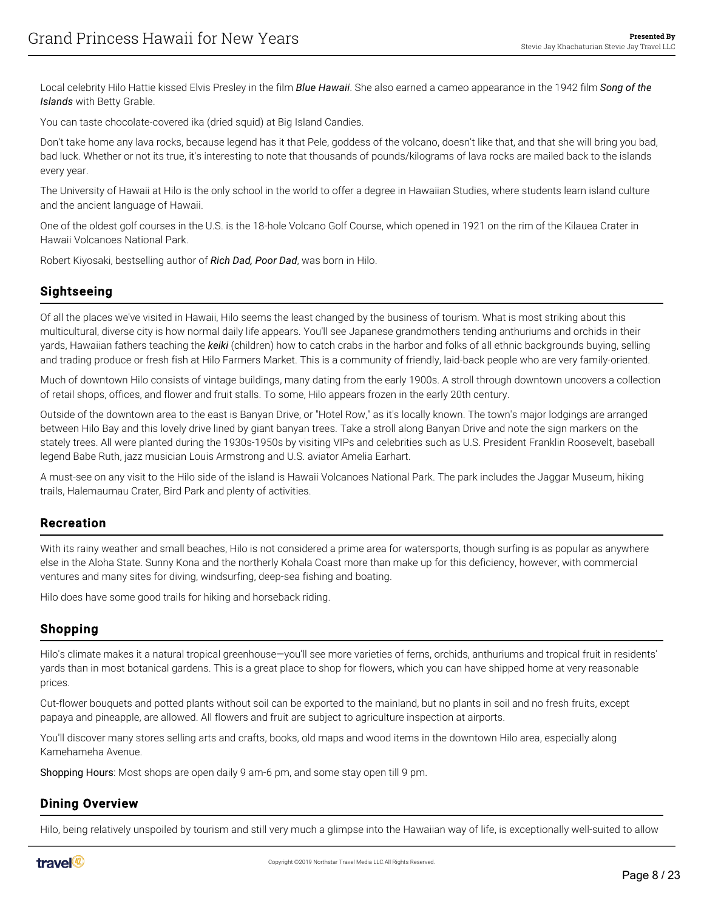Local celebrity Hilo Hattie kissed Elvis Presley in the film ***Blue Hawaii***. She also earned a cameo appearance in the 1942 film ***Song of the Islands*** with Betty Grable.

You can taste chocolate-covered ika (dried squid) at Big Island Candies.

Don't take home any lava rocks, because legend has it that Pele, goddess of the volcano, doesn't like that, and that she will bring you bad, bad luck. Whether or not its true, it's interesting to note that thousands of pounds/kilograms of lava rocks are mailed back to the islands every year.

The University of Hawaii at Hilo is the only school in the world to offer a degree in Hawaiian Studies, where students learn island culture and the ancient language of Hawaii.

One of the oldest golf courses in the U.S. is the 18-hole Volcano Golf Course, which opened in 1921 on the rim of the Kilauea Crater in Hawaii Volcanoes National Park.

Robert Kiyosaki, bestselling author of ***Rich Dad, Poor Dad***, was born in Hilo.

## Sightseeing

Of all the places we've visited in Hawaii, Hilo seems the least changed by the business of tourism. What is most striking about this multicultural, diverse city is how normal daily life appears. You'll see Japanese grandmothers tending anthuriums and orchids in their yards, Hawaiian fathers teaching the ***keiki*** (children) how to catch crabs in the harbor and folks of all ethnic backgrounds buying, selling and trading produce or fresh fish at Hilo Farmers Market. This is a community of friendly, laid-back people who are very family-oriented.

Much of downtown Hilo consists of vintage buildings, many dating from the early 1900s. A stroll through downtown uncovers a collection of retail shops, offices, and flower and fruit stalls. To some, Hilo appears frozen in the early 20th century.

Outside of the downtown area to the east is Banyan Drive, or "Hotel Row," as it's locally known. The town's major lodgings are arranged between Hilo Bay and this lovely drive lined by giant banyan trees. Take a stroll along Banyan Drive and note the sign markers on the stately trees. All were planted during the 1930s-1950s by visiting VIPs and celebrities such as U.S. President Franklin Roosevelt, baseball legend Babe Ruth, jazz musician Louis Armstrong and U.S. aviator Amelia Earhart.

A must-see on any visit to the Hilo side of the island is Hawaii Volcanoes National Park. The park includes the Jaggar Museum, hiking trails, Halemaumau Crater, Bird Park and plenty of activities.

## Recreation

With its rainy weather and small beaches, Hilo is not considered a prime area for watersports, though surfing is as popular as anywhere else in the Aloha State. Sunny Kona and the northerly Kohala Coast more than make up for this deficiency, however, with commercial ventures and many sites for diving, windsurfing, deep-sea fishing and boating.

Hilo does have some good trails for hiking and horseback riding.

## Shopping

Hilo's climate makes it a natural tropical greenhouse—you'll see more varieties of ferns, orchids, anthuriums and tropical fruit in residents' yards than in most botanical gardens. This is a great place to shop for flowers, which you can have shipped home at very reasonable prices.

Cut-flower bouquets and potted plants without soil can be exported to the mainland, but no plants in soil and no fresh fruits, except papaya and pineapple, are allowed. All flowers and fruit are subject to agriculture inspection at airports.

You'll discover many stores selling arts and crafts, books, old maps and wood items in the downtown Hilo area, especially along Kamehameha Avenue.

Shopping Hours: Most shops are open daily 9 am-6 pm, and some stay open till 9 pm.

## Dining Overview

Hilo, being relatively unspoiled by tourism and still very much a glimpse into the Hawaiian way of life, is exceptionally well-suited to allow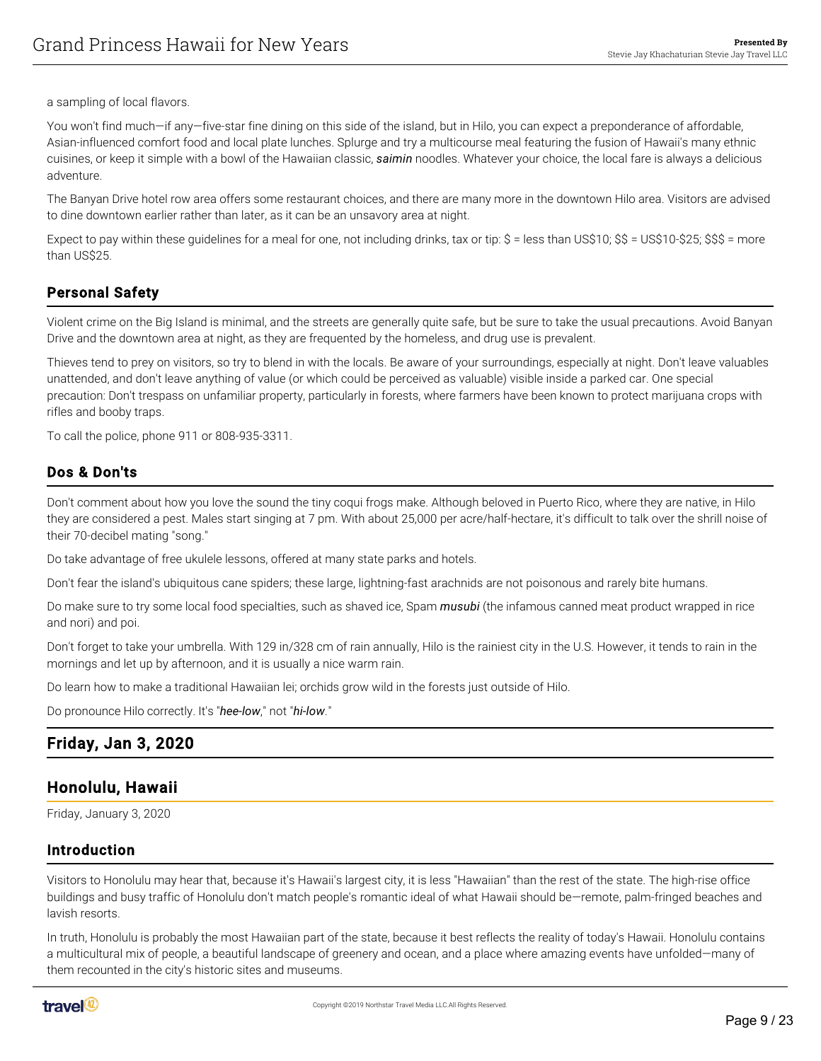a sampling of local flavors.

You won't find much—if any—five-star fine dining on this side of the island, but in Hilo, you can expect a preponderance of affordable, Asian-influenced comfort food and local plate lunches. Splurge and try a multicourse meal featuring the fusion of Hawaii's many ethnic cuisines, or keep it simple with a bowl of the Hawaiian classic, ***saimin*** noodles. Whatever your choice, the local fare is always a delicious adventure.

The Banyan Drive hotel row area offers some restaurant choices, and there are many more in the downtown Hilo area. Visitors are advised to dine downtown earlier rather than later, as it can be an unsavory area at night.

Expect to pay within these guidelines for a meal for one, not including drinks, tax or tip: $ = less than US$10; $$ = US$10-$25; $$$ = more than US$25.

### Personal Safety

Violent crime on the Big Island is minimal, and the streets are generally quite safe, but be sure to take the usual precautions. Avoid Banyan Drive and the downtown area at night, as they are frequented by the homeless, and drug use is prevalent.

Thieves tend to prey on visitors, so try to blend in with the locals. Be aware of your surroundings, especially at night. Don't leave valuables unattended, and don't leave anything of value (or which could be perceived as valuable) visible inside a parked car. One special precaution: Don't trespass on unfamiliar property, particularly in forests, where farmers have been known to protect marijuana crops with rifles and booby traps.

To call the police, phone 911 or 808-935-3311.

### Dos & Don'ts

Don't comment about how you love the sound the tiny coqui frogs make. Although beloved in Puerto Rico, where they are native, in Hilo they are considered a pest. Males start singing at 7 pm. With about 25,000 per acre/half-hectare, it's difficult to talk over the shrill noise of their 70-decibel mating "song."

Do take advantage of free ukulele lessons, offered at many state parks and hotels.

Don't fear the island's ubiquitous cane spiders; these large, lightning-fast arachnids are not poisonous and rarely bite humans.

Do make sure to try some local food specialties, such as shaved ice, Spam ***musubi*** (the infamous canned meat product wrapped in rice and nori) and poi.

Don't forget to take your umbrella. With 129 in/328 cm of rain annually, Hilo is the rainiest city in the U.S. However, it tends to rain in the mornings and let up by afternoon, and it is usually a nice warm rain.

Do learn how to make a traditional Hawaiian lei; orchids grow wild in the forests just outside of Hilo.

Do pronounce Hilo correctly. It's "***hee-low***," not "***hi-low***."

## Friday, Jan 3, 2020

## Honolulu, Hawaii

Friday, January 3, 2020

### Introduction

Visitors to Honolulu may hear that, because it's Hawaii's largest city, it is less "Hawaiian" than the rest of the state. The high-rise office buildings and busy traffic of Honolulu don't match people's romantic ideal of what Hawaii should be—remote, palm-fringed beaches and lavish resorts.

In truth, Honolulu is probably the most Hawaiian part of the state, because it best reflects the reality of today's Hawaii. Honolulu contains a multicultural mix of people, a beautiful landscape of greenery and ocean, and a place where amazing events have unfolded—many of them recounted in the city's historic sites and museums.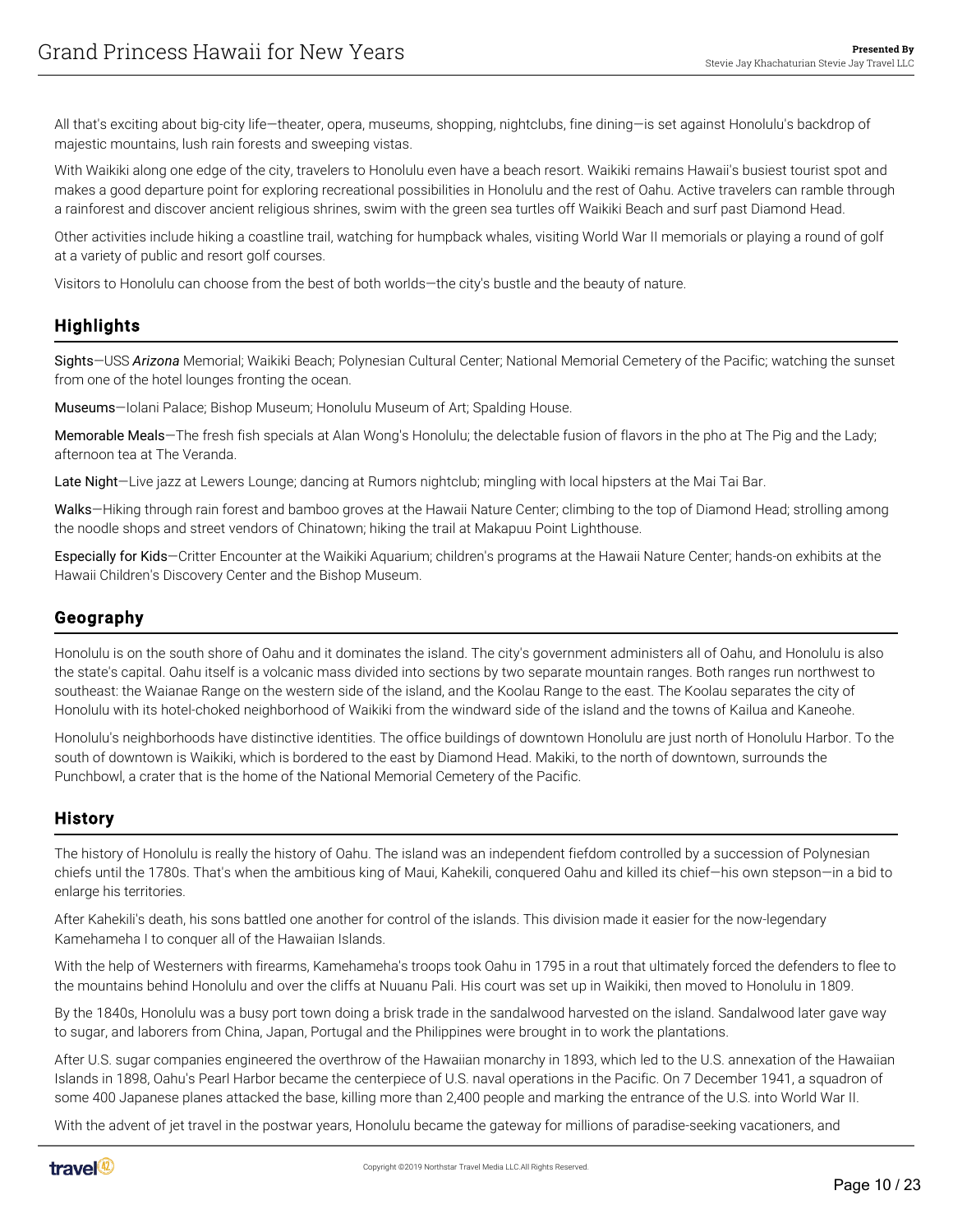All that's exciting about big-city life—theater, opera, museums, shopping, nightclubs, fine dining—is set against Honolulu's backdrop of majestic mountains, lush rain forests and sweeping vistas.

With Waikiki along one edge of the city, travelers to Honolulu even have a beach resort. Waikiki remains Hawaii's busiest tourist spot and makes a good departure point for exploring recreational possibilities in Honolulu and the rest of Oahu. Active travelers can ramble through a rainforest and discover ancient religious shrines, swim with the green sea turtles off Waikiki Beach and surf past Diamond Head.

Other activities include hiking a coastline trail, watching for humpback whales, visiting World War II memorials or playing a round of golf at a variety of public and resort golf courses.

Visitors to Honolulu can choose from the best of both worlds—the city's bustle and the beauty of nature.

## Highlights

Sights—USS *Arizona* Memorial; Waikiki Beach; Polynesian Cultural Center; National Memorial Cemetery of the Pacific; watching the sunset from one of the hotel lounges fronting the ocean.

Museums—Iolani Palace; Bishop Museum; Honolulu Museum of Art; Spalding House.

Memorable Meals—The fresh fish specials at Alan Wong's Honolulu; the delectable fusion of flavors in the pho at The Pig and the Lady; afternoon tea at The Veranda.

Late Night—Live jazz at Lewers Lounge; dancing at Rumors nightclub; mingling with local hipsters at the Mai Tai Bar.

Walks—Hiking through rain forest and bamboo groves at the Hawaii Nature Center; climbing to the top of Diamond Head; strolling among the noodle shops and street vendors of Chinatown; hiking the trail at Makapuu Point Lighthouse.

Especially for Kids—Critter Encounter at the Waikiki Aquarium; children's programs at the Hawaii Nature Center; hands-on exhibits at the Hawaii Children's Discovery Center and the Bishop Museum.

## Geography

Honolulu is on the south shore of Oahu and it dominates the island. The city's government administers all of Oahu, and Honolulu is also the state's capital. Oahu itself is a volcanic mass divided into sections by two separate mountain ranges. Both ranges run northwest to southeast: the Waianae Range on the western side of the island, and the Koolau Range to the east. The Koolau separates the city of Honolulu with its hotel-choked neighborhood of Waikiki from the windward side of the island and the towns of Kailua and Kaneohe.

Honolulu's neighborhoods have distinctive identities. The office buildings of downtown Honolulu are just north of Honolulu Harbor. To the south of downtown is Waikiki, which is bordered to the east by Diamond Head. Makiki, to the north of downtown, surrounds the Punchbowl, a crater that is the home of the National Memorial Cemetery of the Pacific.

## History

The history of Honolulu is really the history of Oahu. The island was an independent fiefdom controlled by a succession of Polynesian chiefs until the 1780s. That's when the ambitious king of Maui, Kahekili, conquered Oahu and killed its chief—his own stepson—in a bid to enlarge his territories.

After Kahekili's death, his sons battled one another for control of the islands. This division made it easier for the now-legendary Kamehameha I to conquer all of the Hawaiian Islands.

With the help of Westerners with firearms, Kamehameha's troops took Oahu in 1795 in a rout that ultimately forced the defenders to flee to the mountains behind Honolulu and over the cliffs at Nuuanu Pali. His court was set up in Waikiki, then moved to Honolulu in 1809.

By the 1840s, Honolulu was a busy port town doing a brisk trade in the sandalwood harvested on the island. Sandalwood later gave way to sugar, and laborers from China, Japan, Portugal and the Philippines were brought in to work the plantations.

After U.S. sugar companies engineered the overthrow of the Hawaiian monarchy in 1893, which led to the U.S. annexation of the Hawaiian Islands in 1898, Oahu's Pearl Harbor became the centerpiece of U.S. naval operations in the Pacific. On 7 December 1941, a squadron of some 400 Japanese planes attacked the base, killing more than 2,400 people and marking the entrance of the U.S. into World War II.

With the advent of jet travel in the postwar years, Honolulu became the gateway for millions of paradise-seeking vacationers, and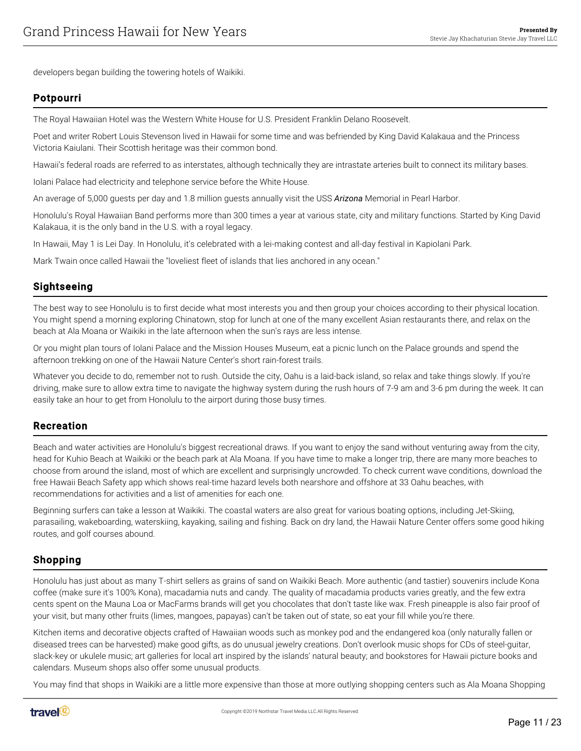developers began building the towering hotels of Waikiki.

## Potpourri

The Royal Hawaiian Hotel was the Western White House for U.S. President Franklin Delano Roosevelt.

Poet and writer Robert Louis Stevenson lived in Hawaii for some time and was befriended by King David Kalakaua and the Princess Victoria Kaiulani. Their Scottish heritage was their common bond.

Hawaii's federal roads are referred to as interstates, although technically they are intrastate arteries built to connect its military bases.

Iolani Palace had electricity and telephone service before the White House.

An average of 5,000 guests per day and 1.8 million guests annually visit the USS ***Arizona*** Memorial in Pearl Harbor.

Honolulu's Royal Hawaiian Band performs more than 300 times a year at various state, city and military functions. Started by King David Kalakaua, it is the only band in the U.S. with a royal legacy.

In Hawaii, May 1 is Lei Day. In Honolulu, it's celebrated with a lei-making contest and all-day festival in Kapiolani Park.

Mark Twain once called Hawaii the "loveliest fleet of islands that lies anchored in any ocean."

## Sightseeing

The best way to see Honolulu is to first decide what most interests you and then group your choices according to their physical location. You might spend a morning exploring Chinatown, stop for lunch at one of the many excellent Asian restaurants there, and relax on the beach at Ala Moana or Waikiki in the late afternoon when the sun's rays are less intense.

Or you might plan tours of Iolani Palace and the Mission Houses Museum, eat a picnic lunch on the Palace grounds and spend the afternoon trekking on one of the Hawaii Nature Center's short rain-forest trails.

Whatever you decide to do, remember not to rush. Outside the city, Oahu is a laid-back island, so relax and take things slowly. If you're driving, make sure to allow extra time to navigate the highway system during the rush hours of 7-9 am and 3-6 pm during the week. It can easily take an hour to get from Honolulu to the airport during those busy times.

## Recreation

Beach and water activities are Honolulu's biggest recreational draws. If you want to enjoy the sand without venturing away from the city, head for Kuhio Beach at Waikiki or the beach park at Ala Moana. If you have time to make a longer trip, there are many more beaches to choose from around the island, most of which are excellent and surprisingly uncrowded. To check current wave conditions, download the free Hawaii Beach Safety app which shows real-time hazard levels both nearshore and offshore at 33 Oahu beaches, with recommendations for activities and a list of amenities for each one.

Beginning surfers can take a lesson at Waikiki. The coastal waters are also great for various boating options, including Jet-Skiing, parasailing, wakeboarding, waterskiing, kayaking, sailing and fishing. Back on dry land, the Hawaii Nature Center offers some good hiking routes, and golf courses abound.

## Shopping

Honolulu has just about as many T-shirt sellers as grains of sand on Waikiki Beach. More authentic (and tastier) souvenirs include Kona coffee (make sure it's 100% Kona), macadamia nuts and candy. The quality of macadamia products varies greatly, and the few extra cents spent on the Mauna Loa or MacFarms brands will get you chocolates that don't taste like wax. Fresh pineapple is also fair proof of your visit, but many other fruits (limes, mangoes, papayas) can't be taken out of state, so eat your fill while you're there.

Kitchen items and decorative objects crafted of Hawaiian woods such as monkey pod and the endangered koa (only naturally fallen or diseased trees can be harvested) make good gifts, as do unusual jewelry creations. Don't overlook music shops for CDs of steel-guitar, slack-key or ukulele music; art galleries for local art inspired by the islands' natural beauty; and bookstores for Hawaii picture books and calendars. Museum shops also offer some unusual products.

You may find that shops in Waikiki are a little more expensive than those at more outlying shopping centers such as Ala Moana Shopping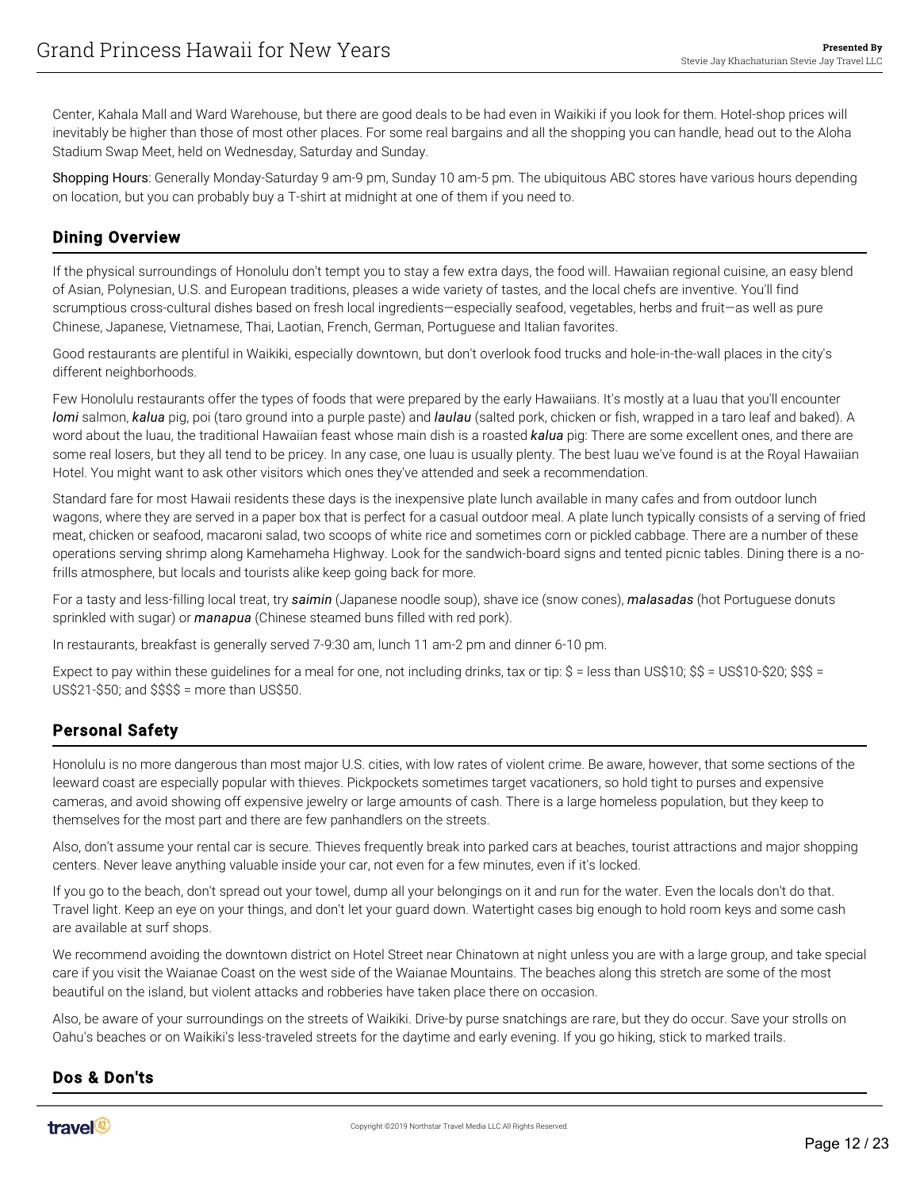Center, Kahala Mall and Ward Warehouse, but there are good deals to be had even in Waikiki if you look for them. Hotel-shop prices will inevitably be higher than those of most other places. For some real bargains and all the shopping you can handle, head out to the Aloha Stadium Swap Meet, held on Wednesday, Saturday and Sunday.

Shopping Hours: Generally Monday-Saturday 9 am-9 pm, Sunday 10 am-5 pm. The ubiquitous ABC stores have various hours depending on location, but you can probably buy a T-shirt at midnight at one of them if you need to.

## Dining Overview

If the physical surroundings of Honolulu don't tempt you to stay a few extra days, the food will. Hawaiian regional cuisine, an easy blend of Asian, Polynesian, U.S. and European traditions, pleases a wide variety of tastes, and the local chefs are inventive. You'll find scrumptious cross-cultural dishes based on fresh local ingredients—especially seafood, vegetables, herbs and fruit—as well as pure Chinese, Japanese, Vietnamese, Thai, Laotian, French, German, Portuguese and Italian favorites.

Good restaurants are plentiful in Waikiki, especially downtown, but don't overlook food trucks and hole-in-the-wall places in the city's different neighborhoods.

Few Honolulu restaurants offer the types of foods that were prepared by the early Hawaiians. It's mostly at a luau that you'll encounter ***lomi*** salmon, ***kalua*** pig, poi (taro ground into a purple paste) and ***laulau*** (salted pork, chicken or fish, wrapped in a taro leaf and baked). A word about the luau, the traditional Hawaiian feast whose main dish is a roasted ***kalua*** pig: There are some excellent ones, and there are some real losers, but they all tend to be pricey. In any case, one luau is usually plenty. The best luau we've found is at the Royal Hawaiian Hotel. You might want to ask other visitors which ones they've attended and seek a recommendation.

Standard fare for most Hawaii residents these days is the inexpensive plate lunch available in many cafes and from outdoor lunch wagons, where they are served in a paper box that is perfect for a casual outdoor meal. A plate lunch typically consists of a serving of fried meat, chicken or seafood, macaroni salad, two scoops of white rice and sometimes corn or pickled cabbage. There are a number of these operations serving shrimp along Kamehameha Highway. Look for the sandwich-board signs and tented picnic tables. Dining there is a no-frills atmosphere, but locals and tourists alike keep going back for more.

For a tasty and less-filling local treat, try ***saimin*** (Japanese noodle soup), shave ice (snow cones), ***malasadas*** (hot Portuguese donuts sprinkled with sugar) or ***manapua*** (Chinese steamed buns filled with red pork).

In restaurants, breakfast is generally served 7-9:30 am, lunch 11 am-2 pm and dinner 6-10 pm.

Expect to pay within these guidelines for a meal for one, not including drinks, tax or tip: $ = less than US$10; $$ = US$10-$20; $$$ = US$21-$50; and $$$$ = more than US$50.

## Personal Safety

Honolulu is no more dangerous than most major U.S. cities, with low rates of violent crime. Be aware, however, that some sections of the leeward coast are especially popular with thieves. Pickpockets sometimes target vacationers, so hold tight to purses and expensive cameras, and avoid showing off expensive jewelry or large amounts of cash. There is a large homeless population, but they keep to themselves for the most part and there are few panhandlers on the streets.

Also, don't assume your rental car is secure. Thieves frequently break into parked cars at beaches, tourist attractions and major shopping centers. Never leave anything valuable inside your car, not even for a few minutes, even if it's locked.

If you go to the beach, don't spread out your towel, dump all your belongings on it and run for the water. Even the locals don't do that. Travel light. Keep an eye on your things, and don't let your guard down. Watertight cases big enough to hold room keys and some cash are available at surf shops.

We recommend avoiding the downtown district on Hotel Street near Chinatown at night unless you are with a large group, and take special care if you visit the Waianae Coast on the west side of the Waianae Mountains. The beaches along this stretch are some of the most beautiful on the island, but violent attacks and robberies have taken place there on occasion.

Also, be aware of your surroundings on the streets of Waikiki. Drive-by purse snatchings are rare, but they do occur. Save your strolls on Oahu's beaches or on Waikiki's less-traveled streets for the daytime and early evening. If you go hiking, stick to marked trails.

## Dos & Don'ts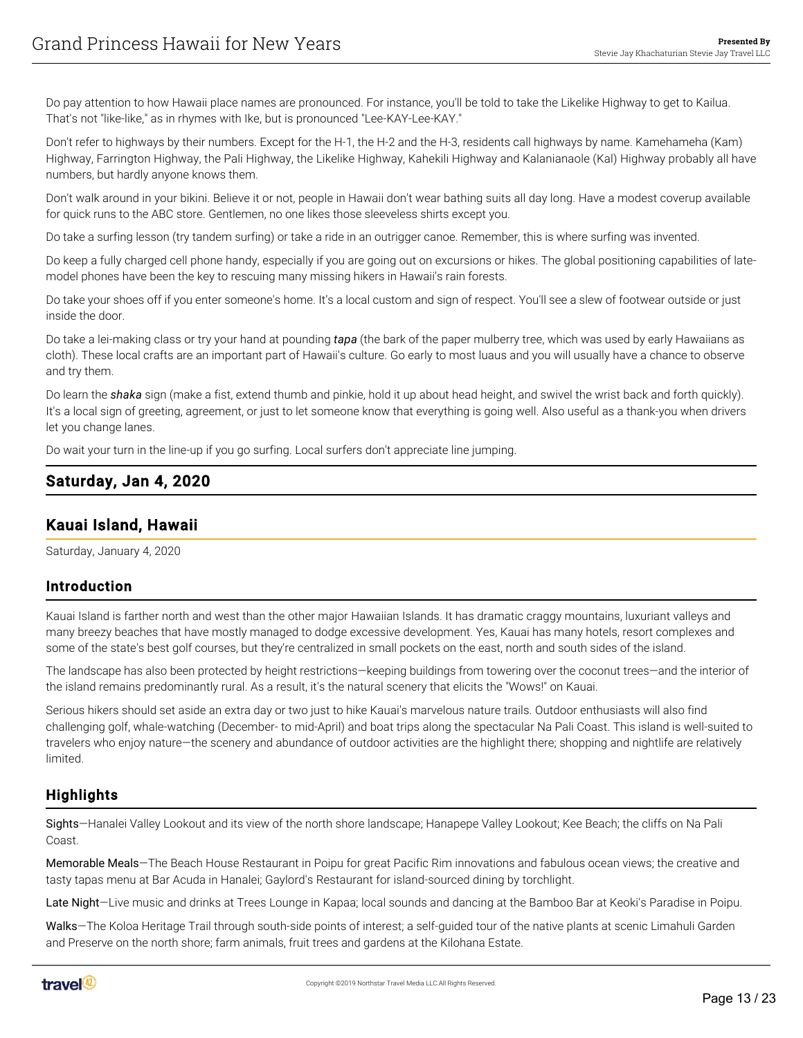Do pay attention to how Hawaii place names are pronounced. For instance, you'll be told to take the Likelike Highway to get to Kailua. That's not "like-like," as in rhymes with Ike, but is pronounced "Lee-KAY-Lee-KAY."

Don't refer to highways by their numbers. Except for the H-1, the H-2 and the H-3, residents call highways by name. Kamehameha (Kam) Highway, Farrington Highway, the Pali Highway, the Likelike Highway, Kahekili Highway and Kalanianaole (Kal) Highway probably all have numbers, but hardly anyone knows them.

Don't walk around in your bikini. Believe it or not, people in Hawaii don't wear bathing suits all day long. Have a modest coverup available for quick runs to the ABC store. Gentlemen, no one likes those sleeveless shirts except you.

Do take a surfing lesson (try tandem surfing) or take a ride in an outrigger canoe. Remember, this is where surfing was invented.

Do keep a fully charged cell phone handy, especially if you are going out on excursions or hikes. The global positioning capabilities of late-model phones have been the key to rescuing many missing hikers in Hawaii's rain forests.

Do take your shoes off if you enter someone's home. It's a local custom and sign of respect. You'll see a slew of footwear outside or just inside the door.

Do take a lei-making class or try your hand at pounding ***tapa*** (the bark of the paper mulberry tree, which was used by early Hawaiians as cloth). These local crafts are an important part of Hawaii's culture. Go early to most luaus and you will usually have a chance to observe and try them.

Do learn the ***shaka*** sign (make a fist, extend thumb and pinkie, hold it up about head height, and swivel the wrist back and forth quickly). It's a local sign of greeting, agreement, or just to let someone know that everything is going well. Also useful as a thank-you when drivers let you change lanes.

Do wait your turn in the line-up if you go surfing. Local surfers don't appreciate line jumping.

## Saturday, Jan 4, 2020

## Kauai Island, Hawaii

Saturday, January 4, 2020

### Introduction

Kauai Island is farther north and west than the other major Hawaiian Islands. It has dramatic craggy mountains, luxuriant valleys and many breezy beaches that have mostly managed to dodge excessive development. Yes, Kauai has many hotels, resort complexes and some of the state's best golf courses, but they're centralized in small pockets on the east, north and south sides of the island.

The landscape has also been protected by height restrictions—keeping buildings from towering over the coconut trees—and the interior of the island remains predominantly rural. As a result, it's the natural scenery that elicits the "Wows!" on Kauai.

Serious hikers should set aside an extra day or two just to hike Kauai's marvelous nature trails. Outdoor enthusiasts will also find challenging golf, whale-watching (December- to mid-April) and boat trips along the spectacular Na Pali Coast. This island is well-suited to travelers who enjoy nature—the scenery and abundance of outdoor activities are the highlight there; shopping and nightlife are relatively limited.

### Highlights

Sights—Hanalei Valley Lookout and its view of the north shore landscape; Hanapepe Valley Lookout; Kee Beach; the cliffs on Na Pali Coast.

Memorable Meals—The Beach House Restaurant in Poipu for great Pacific Rim innovations and fabulous ocean views; the creative and tasty tapas menu at Bar Acuda in Hanalei; Gaylord's Restaurant for island-sourced dining by torchlight.

Late Night—Live music and drinks at Trees Lounge in Kapaa; local sounds and dancing at the Bamboo Bar at Keoki's Paradise in Poipu.

Walks—The Koloa Heritage Trail through south-side points of interest; a self-guided tour of the native plants at scenic Limahuli Garden and Preserve on the north shore; farm animals, fruit trees and gardens at the Kilohana Estate.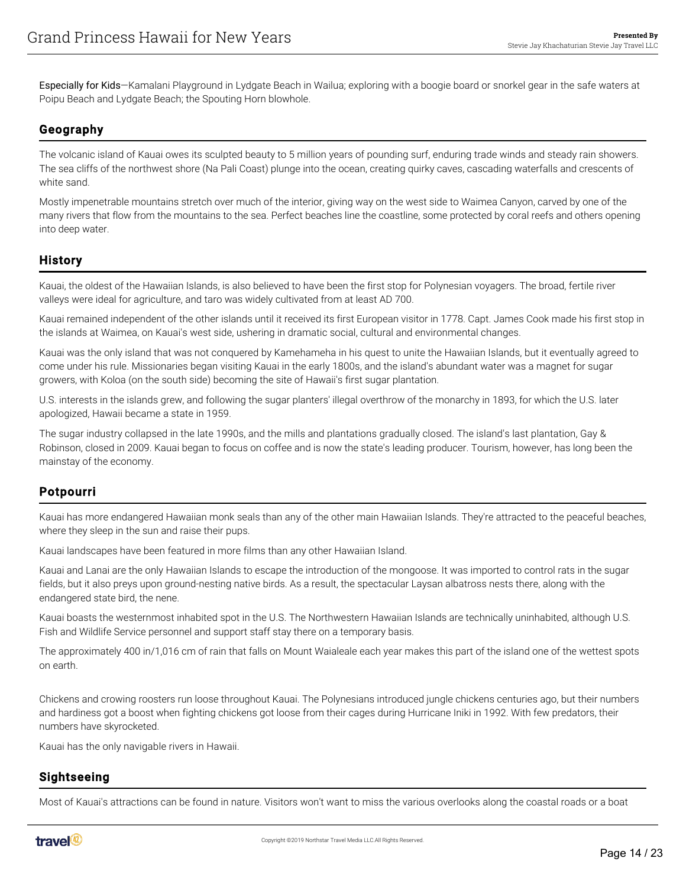Especially for Kids—Kamalani Playground in Lydgate Beach in Wailua; exploring with a boogie board or snorkel gear in the safe waters at Poipu Beach and Lydgate Beach; the Spouting Horn blowhole.

## Geography

The volcanic island of Kauai owes its sculpted beauty to 5 million years of pounding surf, enduring trade winds and steady rain showers. The sea cliffs of the northwest shore (Na Pali Coast) plunge into the ocean, creating quirky caves, cascading waterfalls and crescents of white sand.

Mostly impenetrable mountains stretch over much of the interior, giving way on the west side to Waimea Canyon, carved by one of the many rivers that flow from the mountains to the sea. Perfect beaches line the coastline, some protected by coral reefs and others opening into deep water.

## History

Kauai, the oldest of the Hawaiian Islands, is also believed to have been the first stop for Polynesian voyagers. The broad, fertile river valleys were ideal for agriculture, and taro was widely cultivated from at least AD 700.

Kauai remained independent of the other islands until it received its first European visitor in 1778. Capt. James Cook made his first stop in the islands at Waimea, on Kauai's west side, ushering in dramatic social, cultural and environmental changes.

Kauai was the only island that was not conquered by Kamehameha in his quest to unite the Hawaiian Islands, but it eventually agreed to come under his rule. Missionaries began visiting Kauai in the early 1800s, and the island's abundant water was a magnet for sugar growers, with Koloa (on the south side) becoming the site of Hawaii's first sugar plantation.

U.S. interests in the islands grew, and following the sugar planters' illegal overthrow of the monarchy in 1893, for which the U.S. later apologized, Hawaii became a state in 1959.

The sugar industry collapsed in the late 1990s, and the mills and plantations gradually closed. The island's last plantation, Gay & Robinson, closed in 2009. Kauai began to focus on coffee and is now the state's leading producer. Tourism, however, has long been the mainstay of the economy.

## Potpourri

Kauai has more endangered Hawaiian monk seals than any of the other main Hawaiian Islands. They're attracted to the peaceful beaches, where they sleep in the sun and raise their pups.

Kauai landscapes have been featured in more films than any other Hawaiian Island.

Kauai and Lanai are the only Hawaiian Islands to escape the introduction of the mongoose. It was imported to control rats in the sugar fields, but it also preys upon ground-nesting native birds. As a result, the spectacular Laysan albatross nests there, along with the endangered state bird, the nene.

Kauai boasts the westernmost inhabited spot in the U.S. The Northwestern Hawaiian Islands are technically uninhabited, although U.S. Fish and Wildlife Service personnel and support staff stay there on a temporary basis.

The approximately 400 in/1,016 cm of rain that falls on Mount Waialeale each year makes this part of the island one of the wettest spots on earth.

Chickens and crowing roosters run loose throughout Kauai. The Polynesians introduced jungle chickens centuries ago, but their numbers and hardiness got a boost when fighting chickens got loose from their cages during Hurricane Iniki in 1992. With few predators, their numbers have skyrocketed.

Kauai has the only navigable rivers in Hawaii.

## Sightseeing

Most of Kauai's attractions can be found in nature. Visitors won't want to miss the various overlooks along the coastal roads or a boat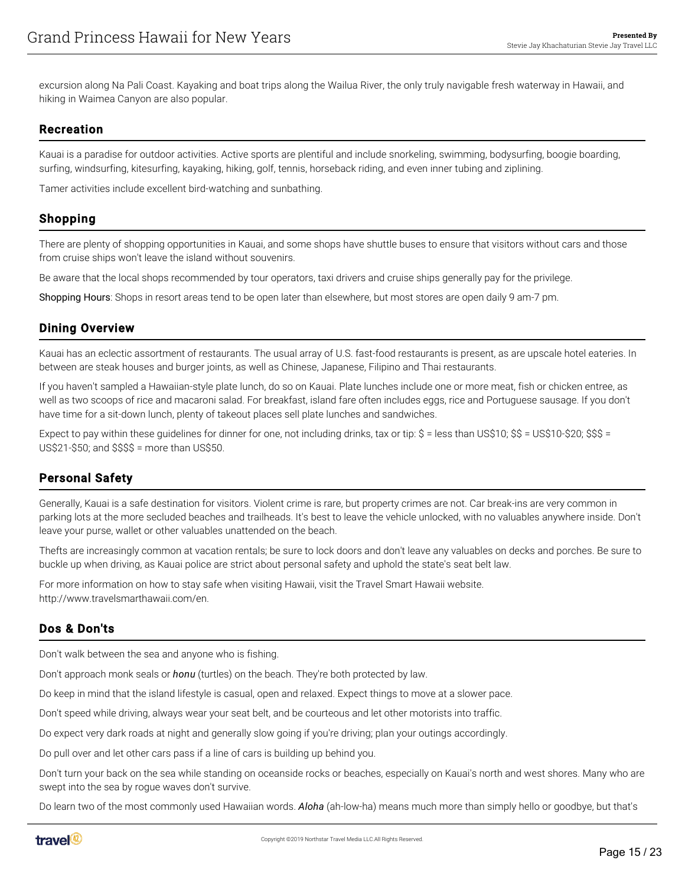excursion along Na Pali Coast. Kayaking and boat trips along the Wailua River, the only truly navigable fresh waterway in Hawaii, and hiking in Waimea Canyon are also popular.

## Recreation

Kauai is a paradise for outdoor activities. Active sports are plentiful and include snorkeling, swimming, bodysurfing, boogie boarding, surfing, windsurfing, kitesurfing, kayaking, hiking, golf, tennis, horseback riding, and even inner tubing and ziplining.

Tamer activities include excellent bird-watching and sunbathing.

## Shopping

There are plenty of shopping opportunities in Kauai, and some shops have shuttle buses to ensure that visitors without cars and those from cruise ships won't leave the island without souvenirs.

Be aware that the local shops recommended by tour operators, taxi drivers and cruise ships generally pay for the privilege.

Shopping Hours: Shops in resort areas tend to be open later than elsewhere, but most stores are open daily 9 am-7 pm.

## Dining Overview

Kauai has an eclectic assortment of restaurants. The usual array of U.S. fast-food restaurants is present, as are upscale hotel eateries. In between are steak houses and burger joints, as well as Chinese, Japanese, Filipino and Thai restaurants.

If you haven't sampled a Hawaiian-style plate lunch, do so on Kauai. Plate lunches include one or more meat, fish or chicken entree, as well as two scoops of rice and macaroni salad. For breakfast, island fare often includes eggs, rice and Portuguese sausage. If you don't have time for a sit-down lunch, plenty of takeout places sell plate lunches and sandwiches.

Expect to pay within these guidelines for dinner for one, not including drinks, tax or tip: $ = less than US$10; $$ = US$10-$20; $$$ = US$21-$50; and $$$$ = more than US$50.

## Personal Safety

Generally, Kauai is a safe destination for visitors. Violent crime is rare, but property crimes are not. Car break-ins are very common in parking lots at the more secluded beaches and trailheads. It's best to leave the vehicle unlocked, with no valuables anywhere inside. Don't leave your purse, wallet or other valuables unattended on the beach.

Thefts are increasingly common at vacation rentals; be sure to lock doors and don't leave any valuables on decks and porches. Be sure to buckle up when driving, as Kauai police are strict about personal safety and uphold the state's seat belt law.

For more information on how to stay safe when visiting Hawaii, visit the Travel Smart Hawaii website. http://www.travelsmarthawaii.com/en.

## Dos & Don'ts

Don't walk between the sea and anyone who is fishing.

Don't approach monk seals or ***honu*** (turtles) on the beach. They're both protected by law.

Do keep in mind that the island lifestyle is casual, open and relaxed. Expect things to move at a slower pace.

Don't speed while driving, always wear your seat belt, and be courteous and let other motorists into traffic.

Do expect very dark roads at night and generally slow going if you're driving; plan your outings accordingly.

Do pull over and let other cars pass if a line of cars is building up behind you.

Don't turn your back on the sea while standing on oceanside rocks or beaches, especially on Kauai's north and west shores. Many who are swept into the sea by rogue waves don't survive.

Do learn two of the most commonly used Hawaiian words. ***Aloha*** (ah-low-ha) means much more than simply hello or goodbye, but that's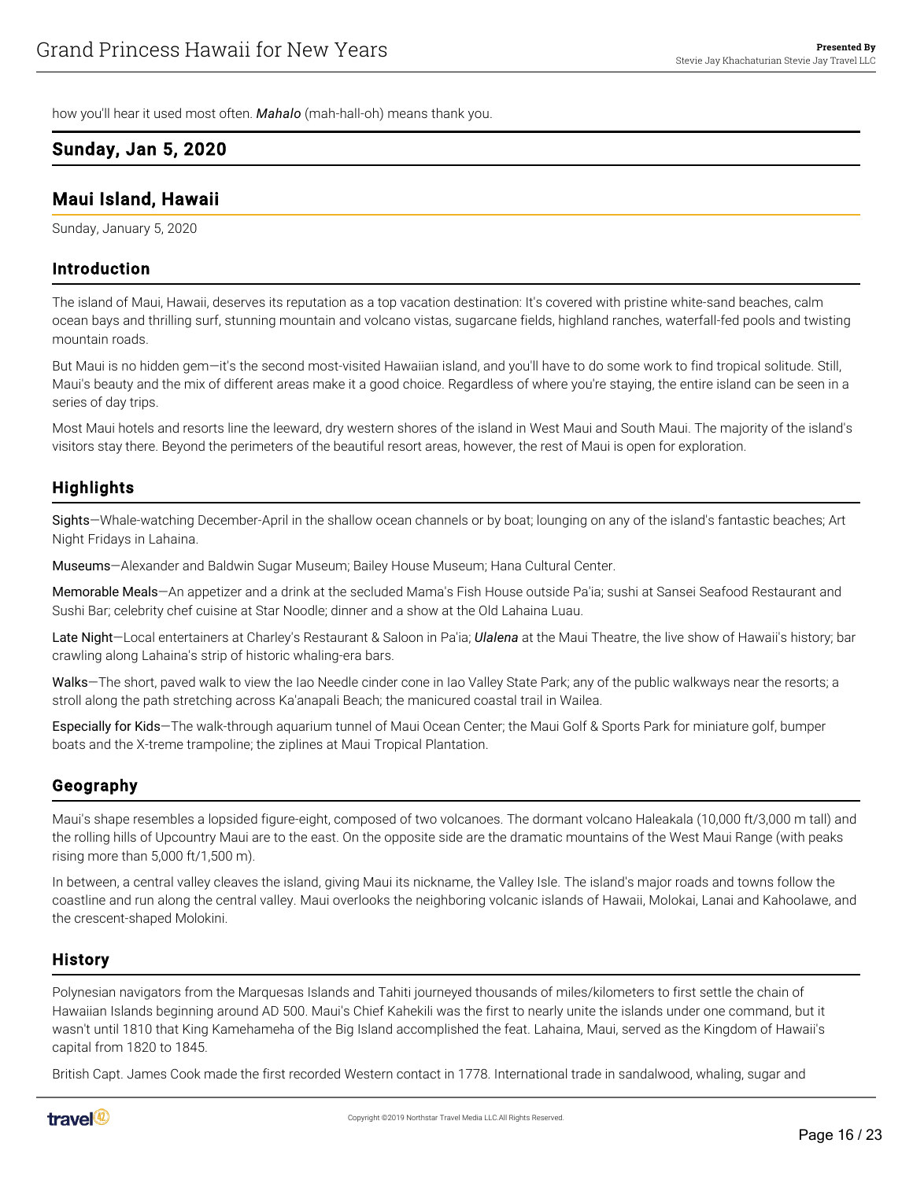how you'll hear it used most often. ***Mahalo*** (mah-hall-oh) means thank you.

## Sunday, Jan 5, 2020

## Maui Island, Hawaii

Sunday, January 5, 2020

### Introduction

The island of Maui, Hawaii, deserves its reputation as a top vacation destination: It's covered with pristine white-sand beaches, calm ocean bays and thrilling surf, stunning mountain and volcano vistas, sugarcane fields, highland ranches, waterfall-fed pools and twisting mountain roads.

But Maui is no hidden gem—it's the second most-visited Hawaiian island, and you'll have to do some work to find tropical solitude. Still, Maui's beauty and the mix of different areas make it a good choice. Regardless of where you're staying, the entire island can be seen in a series of day trips.

Most Maui hotels and resorts line the leeward, dry western shores of the island in West Maui and South Maui. The majority of the island's visitors stay there. Beyond the perimeters of the beautiful resort areas, however, the rest of Maui is open for exploration.

### Highlights

Sights—Whale-watching December-April in the shallow ocean channels or by boat; lounging on any of the island's fantastic beaches; Art Night Fridays in Lahaina.

Museums—Alexander and Baldwin Sugar Museum; Bailey House Museum; Hana Cultural Center.

Memorable Meals—An appetizer and a drink at the secluded Mama's Fish House outside Pa'ia; sushi at Sansei Seafood Restaurant and Sushi Bar; celebrity chef cuisine at Star Noodle; dinner and a show at the Old Lahaina Luau.

Late Night—Local entertainers at Charley's Restaurant & Saloon in Pa'ia; *Ulalena* at the Maui Theatre, the live show of Hawaii's history; bar crawling along Lahaina's strip of historic whaling-era bars.

Walks—The short, paved walk to view the Iao Needle cinder cone in Iao Valley State Park; any of the public walkways near the resorts; a stroll along the path stretching across Ka'anapali Beach; the manicured coastal trail in Wailea.

Especially for Kids—The walk-through aquarium tunnel of Maui Ocean Center; the Maui Golf & Sports Park for miniature golf, bumper boats and the X-treme trampoline; the ziplines at Maui Tropical Plantation.

### Geography

Maui's shape resembles a lopsided figure-eight, composed of two volcanoes. The dormant volcano Haleakala (10,000 ft/3,000 m tall) and the rolling hills of Upcountry Maui are to the east. On the opposite side are the dramatic mountains of the West Maui Range (with peaks rising more than 5,000 ft/1,500 m).

In between, a central valley cleaves the island, giving Maui its nickname, the Valley Isle. The island's major roads and towns follow the coastline and run along the central valley. Maui overlooks the neighboring volcanic islands of Hawaii, Molokai, Lanai and Kahoolawe, and the crescent-shaped Molokini.

### History

Polynesian navigators from the Marquesas Islands and Tahiti journeyed thousands of miles/kilometers to first settle the chain of Hawaiian Islands beginning around AD 500. Maui's Chief Kahekili was the first to nearly unite the islands under one command, but it wasn't until 1810 that King Kamehameha of the Big Island accomplished the feat. Lahaina, Maui, served as the Kingdom of Hawaii's capital from 1820 to 1845.

British Capt. James Cook made the first recorded Western contact in 1778. International trade in sandalwood, whaling, sugar and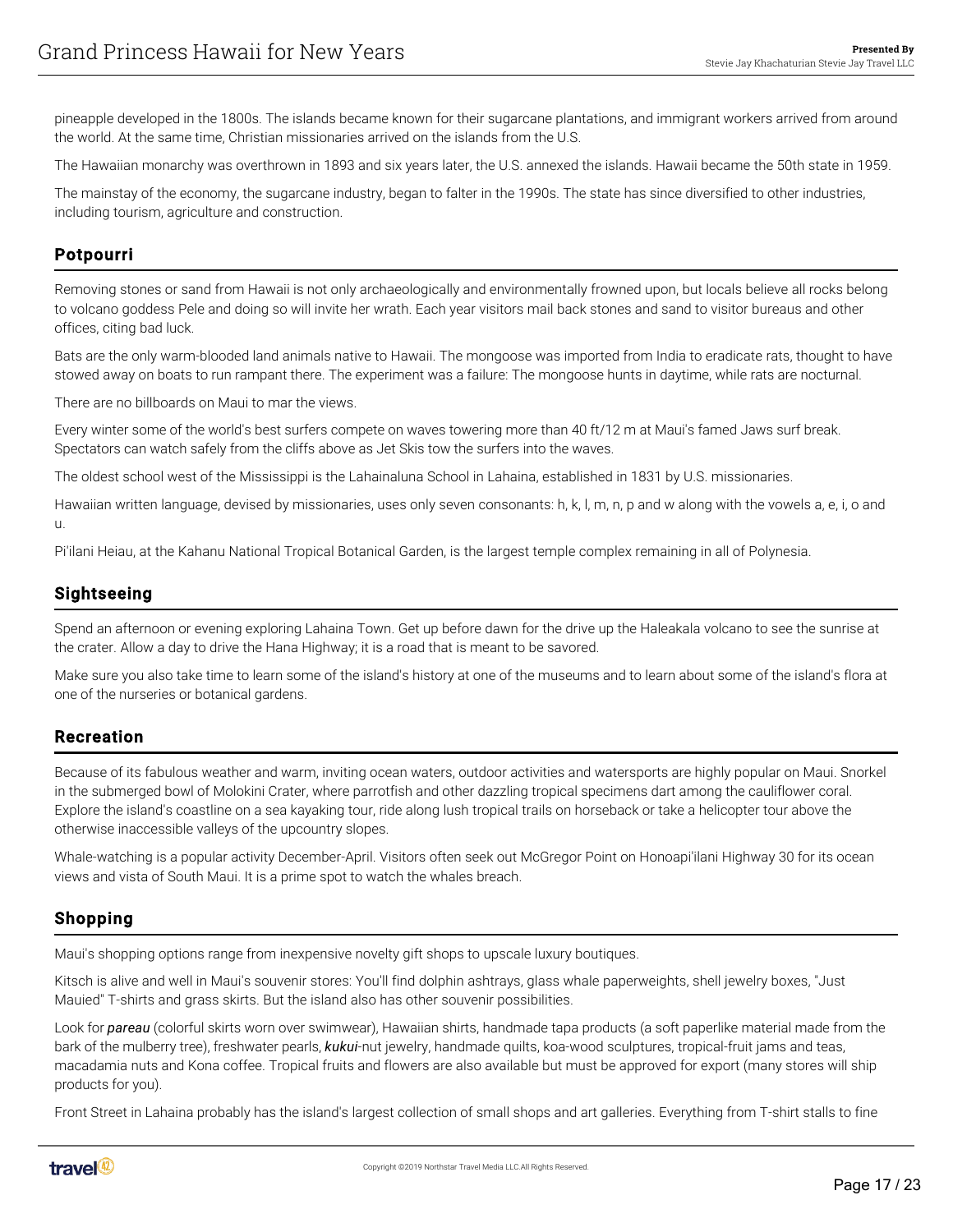pineapple developed in the 1800s. The islands became known for their sugarcane plantations, and immigrant workers arrived from around the world. At the same time, Christian missionaries arrived on the islands from the U.S.

The Hawaiian monarchy was overthrown in 1893 and six years later, the U.S. annexed the islands. Hawaii became the 50th state in 1959.

The mainstay of the economy, the sugarcane industry, began to falter in the 1990s. The state has since diversified to other industries, including tourism, agriculture and construction.

## Potpourri

Removing stones or sand from Hawaii is not only archaeologically and environmentally frowned upon, but locals believe all rocks belong to volcano goddess Pele and doing so will invite her wrath. Each year visitors mail back stones and sand to visitor bureaus and other offices, citing bad luck.

Bats are the only warm-blooded land animals native to Hawaii. The mongoose was imported from India to eradicate rats, thought to have stowed away on boats to run rampant there. The experiment was a failure: The mongoose hunts in daytime, while rats are nocturnal.

There are no billboards on Maui to mar the views.

Every winter some of the world's best surfers compete on waves towering more than 40 ft/12 m at Maui's famed Jaws surf break. Spectators can watch safely from the cliffs above as Jet Skis tow the surfers into the waves.

The oldest school west of the Mississippi is the Lahainaluna School in Lahaina, established in 1831 by U.S. missionaries.

Hawaiian written language, devised by missionaries, uses only seven consonants: h, k, l, m, n, p and w along with the vowels a, e, i, o and u.

Pi'ilani Heiau, at the Kahanu National Tropical Botanical Garden, is the largest temple complex remaining in all of Polynesia.

## Sightseeing

Spend an afternoon or evening exploring Lahaina Town. Get up before dawn for the drive up the Haleakala volcano to see the sunrise at the crater. Allow a day to drive the Hana Highway; it is a road that is meant to be savored.

Make sure you also take time to learn some of the island's history at one of the museums and to learn about some of the island's flora at one of the nurseries or botanical gardens.

## Recreation

Because of its fabulous weather and warm, inviting ocean waters, outdoor activities and watersports are highly popular on Maui. Snorkel in the submerged bowl of Molokini Crater, where parrotfish and other dazzling tropical specimens dart among the cauliflower coral. Explore the island's coastline on a sea kayaking tour, ride along lush tropical trails on horseback or take a helicopter tour above the otherwise inaccessible valleys of the upcountry slopes.

Whale-watching is a popular activity December-April. Visitors often seek out McGregor Point on Honoapi'ilani Highway 30 for its ocean views and vista of South Maui. It is a prime spot to watch the whales breach.

## Shopping

Maui's shopping options range from inexpensive novelty gift shops to upscale luxury boutiques.

Kitsch is alive and well in Maui's souvenir stores: You'll find dolphin ashtrays, glass whale paperweights, shell jewelry boxes, "Just Mauied" T-shirts and grass skirts. But the island also has other souvenir possibilities.

Look for ***pareau*** (colorful skirts worn over swimwear), Hawaiian shirts, handmade tapa products (a soft paperlike material made from the bark of the mulberry tree), freshwater pearls, ***kukui***-nut jewelry, handmade quilts, koa-wood sculptures, tropical-fruit jams and teas, macadamia nuts and Kona coffee. Tropical fruits and flowers are also available but must be approved for export (many stores will ship products for you).

Front Street in Lahaina probably has the island's largest collection of small shops and art galleries. Everything from T-shirt stalls to fine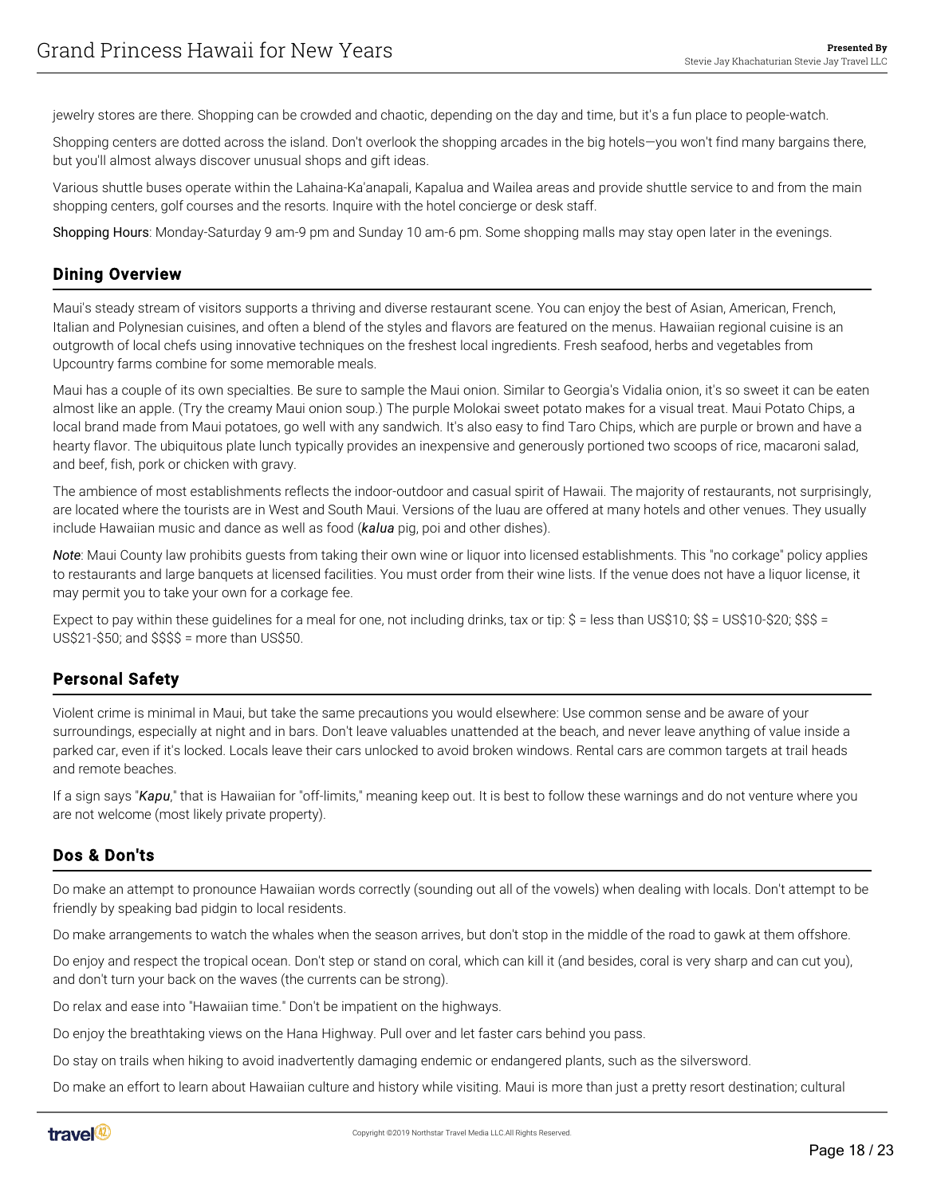jewelry stores are there. Shopping can be crowded and chaotic, depending on the day and time, but it's a fun place to people-watch.

Shopping centers are dotted across the island. Don't overlook the shopping arcades in the big hotels—you won't find many bargains there, but you'll almost always discover unusual shops and gift ideas.

Various shuttle buses operate within the Lahaina-Ka'anapali, Kapalua and Wailea areas and provide shuttle service to and from the main shopping centers, golf courses and the resorts. Inquire with the hotel concierge or desk staff.

Shopping Hours: Monday-Saturday 9 am-9 pm and Sunday 10 am-6 pm. Some shopping malls may stay open later in the evenings.

## Dining Overview

Maui's steady stream of visitors supports a thriving and diverse restaurant scene. You can enjoy the best of Asian, American, French, Italian and Polynesian cuisines, and often a blend of the styles and flavors are featured on the menus. Hawaiian regional cuisine is an outgrowth of local chefs using innovative techniques on the freshest local ingredients. Fresh seafood, herbs and vegetables from Upcountry farms combine for some memorable meals.

Maui has a couple of its own specialties. Be sure to sample the Maui onion. Similar to Georgia's Vidalia onion, it's so sweet it can be eaten almost like an apple. (Try the creamy Maui onion soup.) The purple Molokai sweet potato makes for a visual treat. Maui Potato Chips, a local brand made from Maui potatoes, go well with any sandwich. It's also easy to find Taro Chips, which are purple or brown and have a hearty flavor. The ubiquitous plate lunch typically provides an inexpensive and generously portioned two scoops of rice, macaroni salad, and beef, fish, pork or chicken with gravy.

The ambience of most establishments reflects the indoor-outdoor and casual spirit of Hawaii. The majority of restaurants, not surprisingly, are located where the tourists are in West and South Maui. Versions of the luau are offered at many hotels and other venues. They usually include Hawaiian music and dance as well as food (***kalua*** pig, poi and other dishes).

*Note*: Maui County law prohibits guests from taking their own wine or liquor into licensed establishments. This "no corkage" policy applies to restaurants and large banquets at licensed facilities. You must order from their wine lists. If the venue does not have a liquor license, it may permit you to take your own for a corkage fee.

Expect to pay within these guidelines for a meal for one, not including drinks, tax or tip: $ = less than US$10; $$ = US$10-$20; $$$ = US$21-$50; and $$$$ = more than US$50.

## Personal Safety

Violent crime is minimal in Maui, but take the same precautions you would elsewhere: Use common sense and be aware of your surroundings, especially at night and in bars. Don't leave valuables unattended at the beach, and never leave anything of value inside a parked car, even if it's locked. Locals leave their cars unlocked to avoid broken windows. Rental cars are common targets at trail heads and remote beaches.

If a sign says "***Kapu***," that is Hawaiian for "off-limits," meaning keep out. It is best to follow these warnings and do not venture where you are not welcome (most likely private property).

## Dos & Don'ts

Do make an attempt to pronounce Hawaiian words correctly (sounding out all of the vowels) when dealing with locals. Don't attempt to be friendly by speaking bad pidgin to local residents.

Do make arrangements to watch the whales when the season arrives, but don't stop in the middle of the road to gawk at them offshore.

Do enjoy and respect the tropical ocean. Don't step or stand on coral, which can kill it (and besides, coral is very sharp and can cut you), and don't turn your back on the waves (the currents can be strong).

Do relax and ease into "Hawaiian time." Don't be impatient on the highways.

Do enjoy the breathtaking views on the Hana Highway. Pull over and let faster cars behind you pass.

Do stay on trails when hiking to avoid inadvertently damaging endemic or endangered plants, such as the silversword.

Do make an effort to learn about Hawaiian culture and history while visiting. Maui is more than just a pretty resort destination; cultural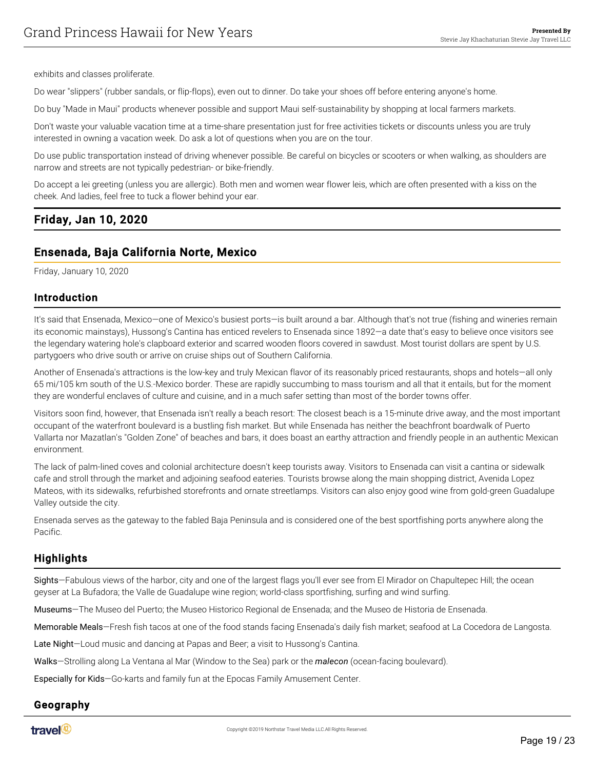exhibits and classes proliferate.

Do wear "slippers" (rubber sandals, or flip-flops), even out to dinner. Do take your shoes off before entering anyone's home.

Do buy "Made in Maui" products whenever possible and support Maui self-sustainability by shopping at local farmers markets.

Don't waste your valuable vacation time at a time-share presentation just for free activities tickets or discounts unless you are truly interested in owning a vacation week. Do ask a lot of questions when you are on the tour.

Do use public transportation instead of driving whenever possible. Be careful on bicycles or scooters or when walking, as shoulders are narrow and streets are not typically pedestrian- or bike-friendly.

Do accept a lei greeting (unless you are allergic). Both men and women wear flower leis, which are often presented with a kiss on the cheek. And ladies, feel free to tuck a flower behind your ear.

## Friday, Jan 10, 2020

## Ensenada, Baja California Norte, Mexico

Friday, January 10, 2020

### Introduction

It's said that Ensenada, Mexico—one of Mexico's busiest ports—is built around a bar. Although that's not true (fishing and wineries remain its economic mainstays), Hussong's Cantina has enticed revelers to Ensenada since 1892—a date that's easy to believe once visitors see the legendary watering hole's clapboard exterior and scarred wooden floors covered in sawdust. Most tourist dollars are spent by U.S. partygoers who drive south or arrive on cruise ships out of Southern California.

Another of Ensenada's attractions is the low-key and truly Mexican flavor of its reasonably priced restaurants, shops and hotels—all only 65 mi/105 km south of the U.S.-Mexico border. These are rapidly succumbing to mass tourism and all that it entails, but for the moment they are wonderful enclaves of culture and cuisine, and in a much safer setting than most of the border towns offer.

Visitors soon find, however, that Ensenada isn't really a beach resort: The closest beach is a 15-minute drive away, and the most important occupant of the waterfront boulevard is a bustling fish market. But while Ensenada has neither the beachfront boardwalk of Puerto Vallarta nor Mazatlan's "Golden Zone" of beaches and bars, it does boast an earthy attraction and friendly people in an authentic Mexican environment.

The lack of palm-lined coves and colonial architecture doesn't keep tourists away. Visitors to Ensenada can visit a cantina or sidewalk cafe and stroll through the market and adjoining seafood eateries. Tourists browse along the main shopping district, Avenida Lopez Mateos, with its sidewalks, refurbished storefronts and ornate streetlamps. Visitors can also enjoy good wine from gold-green Guadalupe Valley outside the city.

Ensenada serves as the gateway to the fabled Baja Peninsula and is considered one of the best sportfishing ports anywhere along the Pacific.

### Highlights

Sights—Fabulous views of the harbor, city and one of the largest flags you'll ever see from El Mirador on Chapultepec Hill; the ocean geyser at La Bufadora; the Valle de Guadalupe wine region; world-class sportfishing, surfing and wind surfing.

Museums—The Museo del Puerto; the Museo Historico Regional de Ensenada; and the Museo de Historia de Ensenada.

Memorable Meals—Fresh fish tacos at one of the food stands facing Ensenada's daily fish market; seafood at La Cocedora de Langosta.

Late Night—Loud music and dancing at Papas and Beer; a visit to Hussong's Cantina.

Walks—Strolling along La Ventana al Mar (Window to the Sea) park or the ***malecon*** (ocean-facing boulevard).

Especially for Kids—Go-karts and family fun at the Epocas Family Amusement Center.

### Geography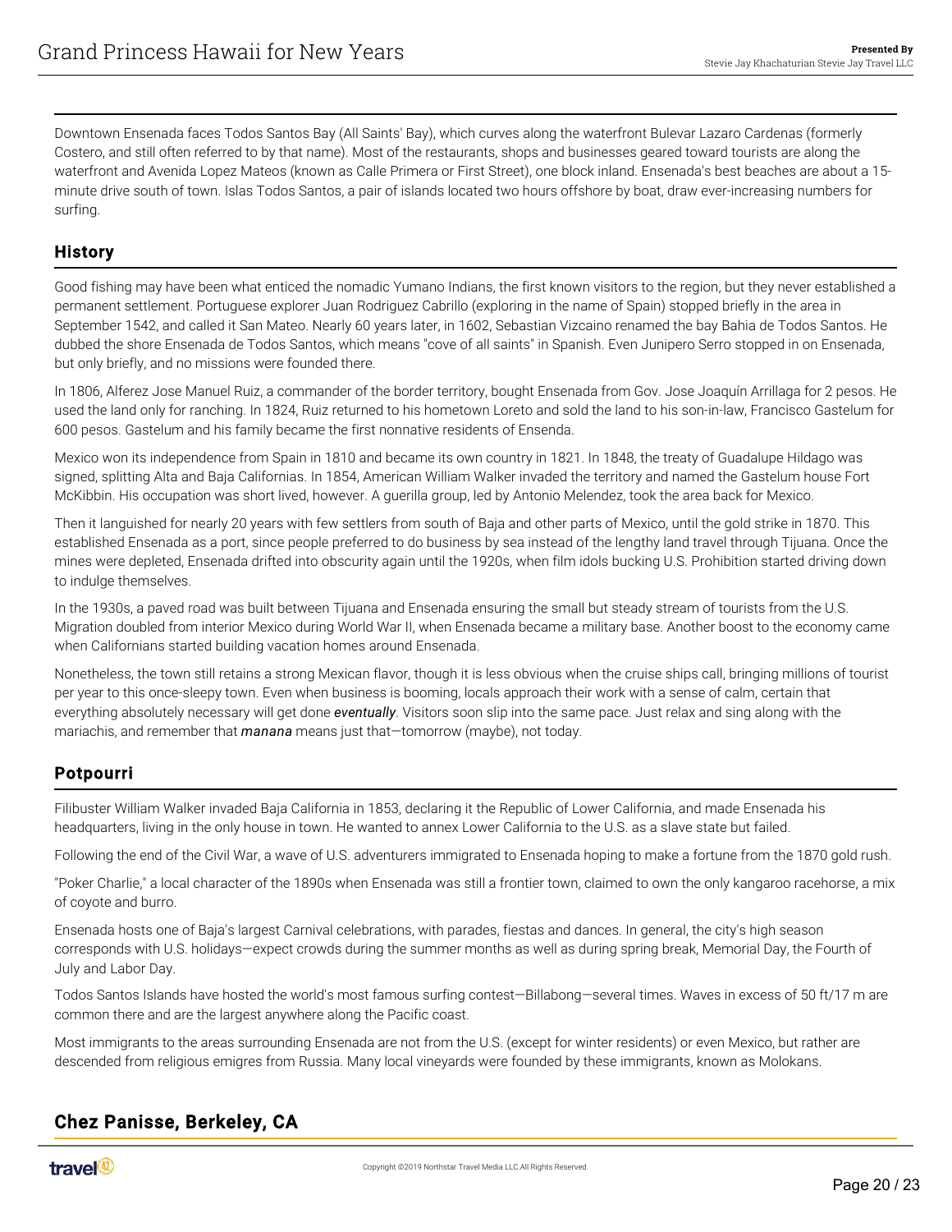Downtown Ensenada faces Todos Santos Bay (All Saints' Bay), which curves along the waterfront Bulevar Lazaro Cardenas (formerly Costero, and still often referred to by that name). Most of the restaurants, shops and businesses geared toward tourists are along the waterfront and Avenida Lopez Mateos (known as Calle Primera or First Street), one block inland. Ensenada's best beaches are about a 15-minute drive south of town. Islas Todos Santos, a pair of islands located two hours offshore by boat, draw ever-increasing numbers for surfing.

## History

Good fishing may have been what enticed the nomadic Yumano Indians, the first known visitors to the region, but they never established a permanent settlement. Portuguese explorer Juan Rodriguez Cabrillo (exploring in the name of Spain) stopped briefly in the area in September 1542, and called it San Mateo. Nearly 60 years later, in 1602, Sebastian Vizcaino renamed the bay Bahia de Todos Santos. He dubbed the shore Ensenada de Todos Santos, which means "cove of all saints" in Spanish. Even Junipero Serro stopped in on Ensenada, but only briefly, and no missions were founded there.

In 1806, Alferez Jose Manuel Ruiz, a commander of the border territory, bought Ensenada from Gov. Jose Joaquín Arrillaga for 2 pesos. He used the land only for ranching. In 1824, Ruiz returned to his hometown Loreto and sold the land to his son-in-law, Francisco Gastelum for 600 pesos. Gastelum and his family became the first nonnative residents of Ensenda.

Mexico won its independence from Spain in 1810 and became its own country in 1821. In 1848, the treaty of Guadalupe Hildago was signed, splitting Alta and Baja Californias. In 1854, American William Walker invaded the territory and named the Gastelum house Fort McKibbin. His occupation was short lived, however. A guerilla group, led by Antonio Melendez, took the area back for Mexico.

Then it languished for nearly 20 years with few settlers from south of Baja and other parts of Mexico, until the gold strike in 1870. This established Ensenada as a port, since people preferred to do business by sea instead of the lengthy land travel through Tijuana. Once the mines were depleted, Ensenada drifted into obscurity again until the 1920s, when film idols bucking U.S. Prohibition started driving down to indulge themselves.

In the 1930s, a paved road was built between Tijuana and Ensenada ensuring the small but steady stream of tourists from the U.S. Migration doubled from interior Mexico during World War II, when Ensenada became a military base. Another boost to the economy came when Californians started building vacation homes around Ensenada.

Nonetheless, the town still retains a strong Mexican flavor, though it is less obvious when the cruise ships call, bringing millions of tourist per year to this once-sleepy town. Even when business is booming, locals approach their work with a sense of calm, certain that everything absolutely necessary will get done ***eventually***. Visitors soon slip into the same pace. Just relax and sing along with the mariachis, and remember that ***manana*** means just that—tomorrow (maybe), not today.

## Potpourri

Filibuster William Walker invaded Baja California in 1853, declaring it the Republic of Lower California, and made Ensenada his headquarters, living in the only house in town. He wanted to annex Lower California to the U.S. as a slave state but failed.

Following the end of the Civil War, a wave of U.S. adventurers immigrated to Ensenada hoping to make a fortune from the 1870 gold rush.

"Poker Charlie," a local character of the 1890s when Ensenada was still a frontier town, claimed to own the only kangaroo racehorse, a mix of coyote and burro.

Ensenada hosts one of Baja's largest Carnival celebrations, with parades, fiestas and dances. In general, the city's high season corresponds with U.S. holidays—expect crowds during the summer months as well as during spring break, Memorial Day, the Fourth of July and Labor Day.

Todos Santos Islands have hosted the world's most famous surfing contest—Billabong—several times. Waves in excess of 50 ft/17 m are common there and are the largest anywhere along the Pacific coast.

Most immigrants to the areas surrounding Ensenada are not from the U.S. (except for winter residents) or even Mexico, but rather are descended from religious emigres from Russia. Many local vineyards were founded by these immigrants, known as Molokans.

## Chez Panisse, Berkeley, CA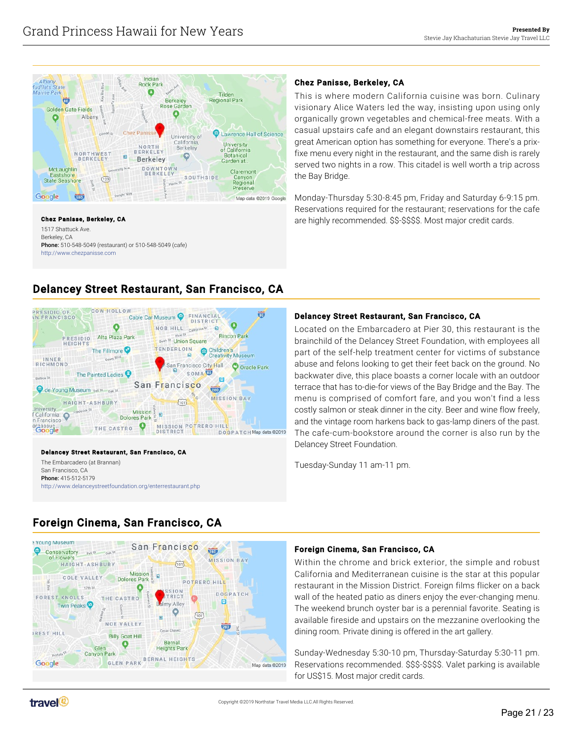**Chez Panisse, Berkeley, CA**
1517 Shattuck Ave.
Berkeley, CA
**Phone:** 510-548-5049 (restaurant) or 510-548-5049 (cafe)
http://www.chezpanisse.com

### Chez Panisse, Berkeley, CA

This is where modern California cuisine was born. Culinary visionary Alice Waters led the way, insisting upon using only organically grown vegetables and chemical-free meats. With a casual upstairs cafe and an elegant downstairs restaurant, this great American option has something for everyone. There's a prix-fixe menu every night in the restaurant, and the same dish is rarely served two nights in a row. This citadel is well worth a trip across the Bay Bridge.

Monday-Thursday 5:30-8:45 pm, Friday and Saturday 6-9:15 pm. Reservations required for the restaurant; reservations for the cafe are highly recommended. $$-$$$$. Most major credit cards.

## Delancey Street Restaurant, San Francisco, CA

**Delancey Street Restaurant, San Francisco, CA**
The Embarcadero (at Brannan)
San Francisco, CA
**Phone:** 415-512-5179
http://www.delanceystreetfoundation.org/enterrestaurant.php

### Delancey Street Restaurant, San Francisco, CA

Located on the Embarcadero at Pier 30, this restaurant is the brainchild of the Delancey Street Foundation, with employees all part of the self-help treatment center for victims of substance abuse and felons looking to get their feet back on the ground. No backwater dive, this place boasts a corner locale with an outdoor terrace that has to-die-for views of the Bay Bridge and the Bay. The menu is comprised of comfort fare, and you won't find a less costly salmon or steak dinner in the city. Beer and wine flow freely, and the vintage room harkens back to gas-lamp diners of the past. The cafe-cum-bookstore around the corner is also run by the Delancey Street Foundation.

Tuesday-Sunday 11 am-11 pm.

## Foreign Cinema, San Francisco, CA

### Foreign Cinema, San Francisco, CA

Within the chrome and brick exterior, the simple and robust California and Mediterranean cuisine is the star at this popular restaurant in the Mission District. Foreign films flicker on a back wall of the heated patio as diners enjoy the ever-changing menu. The weekend brunch oyster bar is a perennial favorite. Seating is available fireside and upstairs on the mezzanine overlooking the dining room. Private dining is offered in the art gallery.

Sunday-Wednesday 5:30-10 pm, Thursday-Saturday 5:30-11 pm. Reservations recommended. $$$-$$$$. Valet parking is available for US$15. Most major credit cards.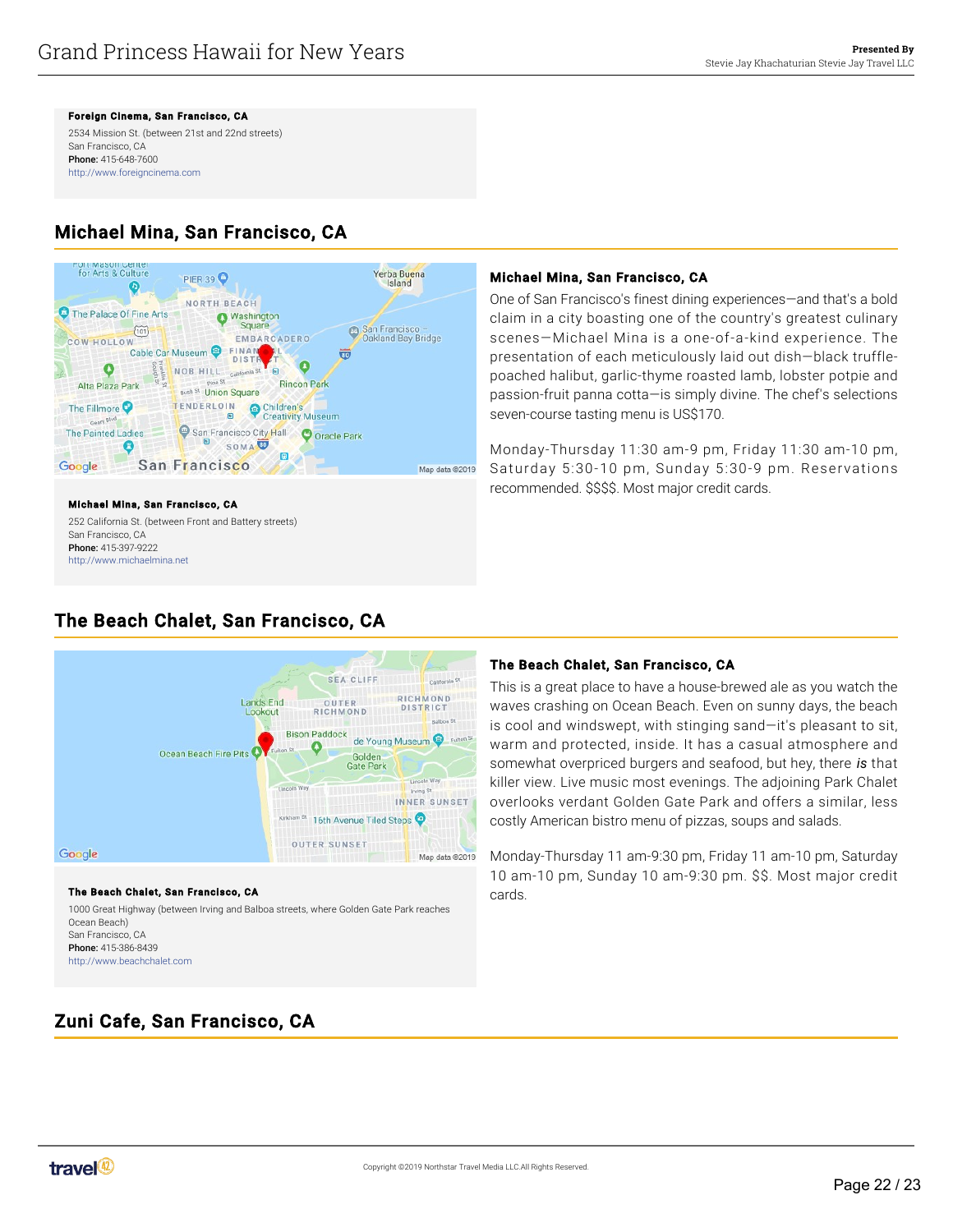**Foreign Cinema, San Francisco, CA**
2534 Mission St. (between 21st and 22nd streets)
San Francisco, CA
**Phone:** 415-648-7600
http://www.foreigncinema.com

## Michael Mina, San Francisco, CA

**Michael Mina, San Francisco, CA**
252 California St. (between Front and Battery streets)
San Francisco, CA
**Phone:** 415-397-9222
http://www.michaelmina.net

### Michael Mina, San Francisco, CA

One of San Francisco's finest dining experiences—and that's a bold claim in a city boasting one of the country's greatest culinary scenes—Michael Mina is a one-of-a-kind experience. The presentation of each meticulously laid out dish—black truffle-poached halibut, garlic-thyme roasted lamb, lobster potpie and passion-fruit panna cotta—is simply divine. The chef's selections seven-course tasting menu is US$170.

Monday-Thursday 11:30 am-9 pm, Friday 11:30 am-10 pm, Saturday 5:30-10 pm, Sunday 5:30-9 pm. Reservations recommended. $$$$. Most major credit cards.

## The Beach Chalet, San Francisco, CA

**The Beach Chalet, San Francisco, CA**
1000 Great Highway (between Irving and Balboa streets, where Golden Gate Park reaches Ocean Beach)
San Francisco, CA
**Phone:** 415-386-8439
http://www.beachchalet.com

### The Beach Chalet, San Francisco, CA

This is a great place to have a house-brewed ale as you watch the waves crashing on Ocean Beach. Even on sunny days, the beach is cool and windswept, with stinging sand—it's pleasant to sit, warm and protected, inside. It has a casual atmosphere and somewhat overpriced burgers and seafood, but hey, there *is* that killer view. Live music most evenings. The adjoining Park Chalet overlooks verdant Golden Gate Park and offers a similar, less costly American bistro menu of pizzas, soups and salads.

Monday-Thursday 11 am-9:30 pm, Friday 11 am-10 pm, Saturday 10 am-10 pm, Sunday 10 am-9:30 pm. $$. Most major credit cards.

## Zuni Cafe, San Francisco, CA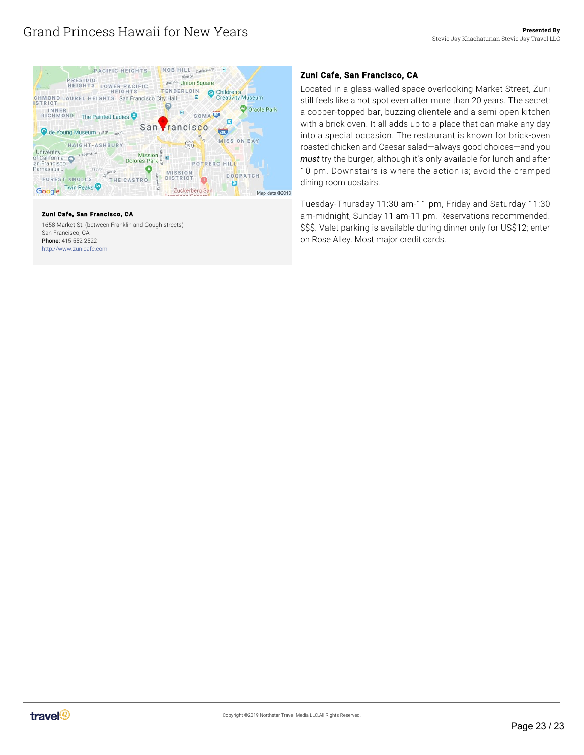**Zuni Cafe, San Francisco, CA**

1658 Market St. (between Franklin and Gough streets)
San Francisco, CA
**Phone:** 415-552-2522
http://www.zunicafe.com

## Zuni Cafe, San Francisco, CA

Located in a glass-walled space overlooking Market Street, Zuni still feels like a hot spot even after more than 20 years. The secret: a copper-topped bar, buzzing clientele and a semi open kitchen with a brick oven. It all adds up to a place that can make any day into a special occasion. The restaurant is known for brick-oven roasted chicken and Caesar salad—always good choices—and you *must* try the burger, although it's only available for lunch and after 10 pm. Downstairs is where the action is; avoid the cramped dining room upstairs.

Tuesday-Thursday 11:30 am-11 pm, Friday and Saturday 11:30 am-midnight, Sunday 11 am-11 pm. Reservations recommended. $$$. Valet parking is available during dinner only for US$12; enter on Rose Alley. Most major credit cards.